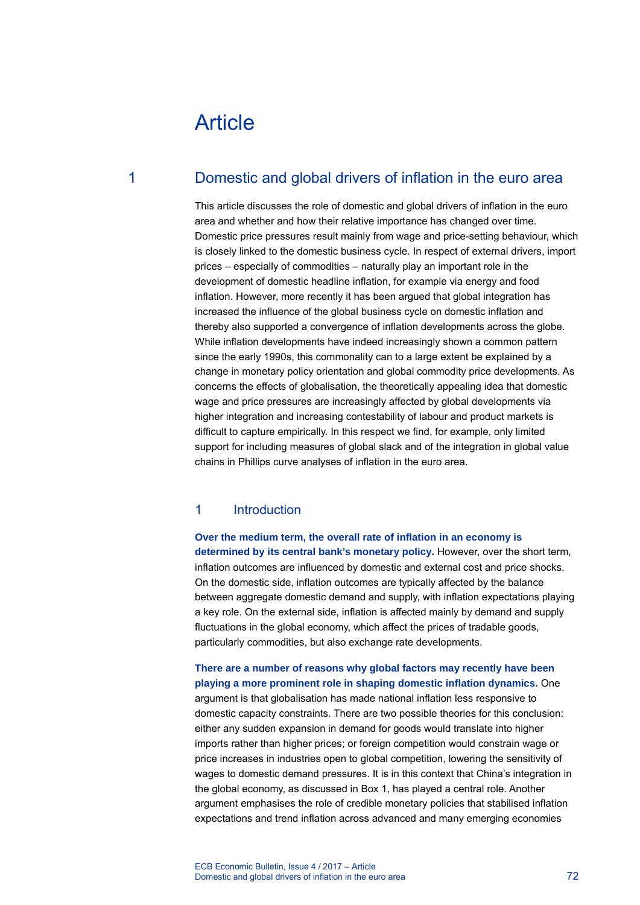# Article

## 1 Domestic and global drivers of inflation in the euro area

This article discusses the role of domestic and global drivers of inflation in the euro area and whether and how their relative importance has changed over time. Domestic price pressures result mainly from wage and price-setting behaviour, which is closely linked to the domestic business cycle. In respect of external drivers, import prices – especially of commodities – naturally play an important role in the development of domestic headline inflation, for example via energy and food inflation. However, more recently it has been argued that global integration has increased the influence of the global business cycle on domestic inflation and thereby also supported a convergence of inflation developments across the globe. While inflation developments have indeed increasingly shown a common pattern since the early 1990s, this commonality can to a large extent be explained by a change in monetary policy orientation and global commodity price developments. As concerns the effects of globalisation, the theoretically appealing idea that domestic wage and price pressures are increasingly affected by global developments via higher integration and increasing contestability of labour and product markets is difficult to capture empirically. In this respect we find, for example, only limited support for including measures of global slack and of the integration in global value chains in Phillips curve analyses of inflation in the euro area.

### 1 Introduction

**Over the medium term, the overall rate of inflation in an economy is determined by its central bank's monetary policy.** However, over the short term, inflation outcomes are influenced by domestic and external cost and price shocks. On the domestic side, inflation outcomes are typically affected by the balance between aggregate domestic demand and supply, with inflation expectations playing a key role. On the external side, inflation is affected mainly by demand and supply fluctuations in the global economy, which affect the prices of tradable goods, particularly commodities, but also exchange rate developments.

**There are a number of reasons why global factors may recently have been playing a more prominent role in shaping domestic inflation dynamics.** One argument is that globalisation has made national inflation less responsive to domestic capacity constraints. There are two possible theories for this conclusion: either any sudden expansion in demand for goods would translate into higher imports rather than higher prices; or foreign competition would constrain wage or price increases in industries open to global competition, lowering the sensitivity of wages to domestic demand pressures. It is in this context that China's integration in the global economy, as discussed in Box 1, has played a central role. Another argument emphasises the role of credible monetary policies that stabilised inflation expectations and trend inflation across advanced and many emerging economies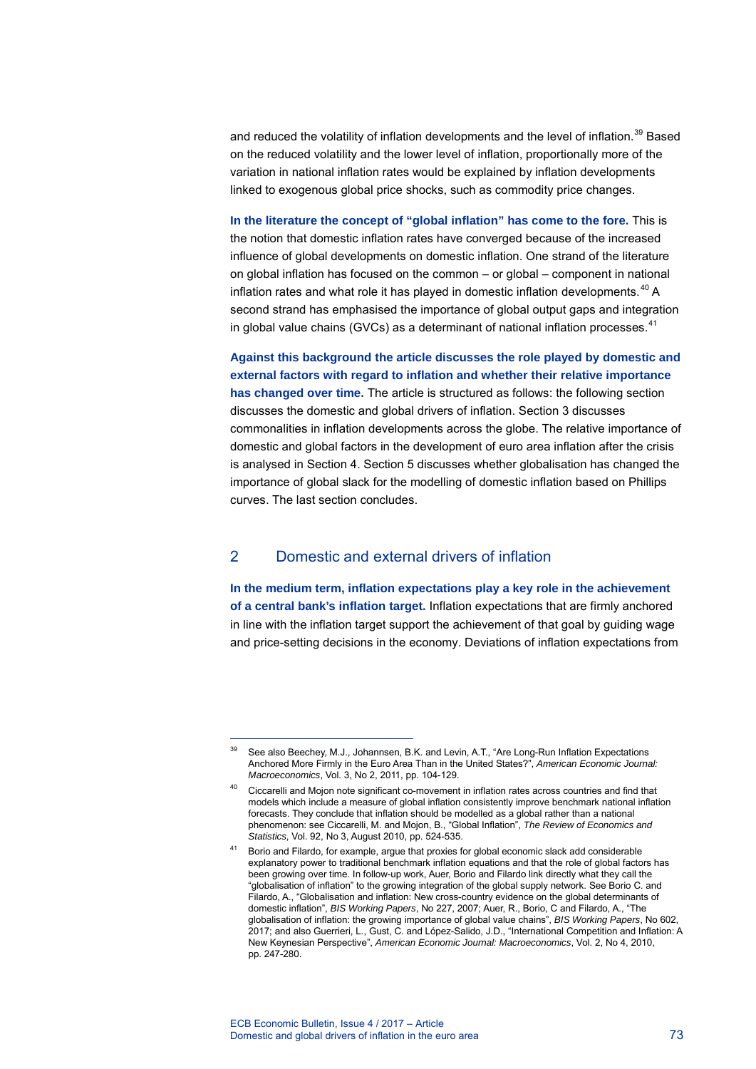and reduced the volatility of inflation developments and the level of inflation.[39] Based on the reduced volatility and the lower level of inflation, proportionally more of the variation in national inflation rates would be explained by inflation developments linked to exogenous global price shocks, such as commodity price changes.

**In the literature the concept of "global inflation" has come to the fore.** This is the notion that domestic inflation rates have converged because of the increased influence of global developments on domestic inflation. One strand of the literature on global inflation has focused on the common – or global – component in national inflation rates and what role it has played in domestic inflation developments.[40] A second strand has emphasised the importance of global output gaps and integration in global value chains (GVCs) as a determinant of national inflation processes.[41]

**Against this background the article discusses the role played by domestic and external factors with regard to inflation and whether their relative importance has changed over time.** The article is structured as follows: the following section discusses the domestic and global drivers of inflation. Section 3 discusses commonalities in inflation developments across the globe. The relative importance of domestic and global factors in the development of euro area inflation after the crisis is analysed in Section 4. Section 5 discusses whether globalisation has changed the importance of global slack for the modelling of domestic inflation based on Phillips curves. The last section concludes.

## 2 Domestic and external drivers of inflation

**In the medium term, inflation expectations play a key role in the achievement of a central bank's inflation target.** Inflation expectations that are firmly anchored in line with the inflation target support the achievement of that goal by guiding wage and price-setting decisions in the economy. Deviations of inflation expectations from

---

[39] See also Beechey, M.J., Johannsen, B.K. and Levin, A.T., "Are Long-Run Inflation Expectations Anchored More Firmly in the Euro Area Than in the United States?", *American Economic Journal: Macroeconomics*, Vol. 3, No 2, 2011, pp. 104-129.

[40] Ciccarelli and Mojon note significant co-movement in inflation rates across countries and find that models which include a measure of global inflation consistently improve benchmark national inflation forecasts. They conclude that inflation should be modelled as a global rather than a national phenomenon: see Ciccarelli, M. and Mojon, B., "Global Inflation", *The Review of Economics and Statistics*, Vol. 92, No 3, August 2010, pp. 524-535.

[41] Borio and Filardo, for example, argue that proxies for global economic slack add considerable explanatory power to traditional benchmark inflation equations and that the role of global factors has been growing over time. In follow-up work, Auer, Borio and Filardo link directly what they call the "globalisation of inflation" to the growing integration of the global supply network. See Borio C. and Filardo, A., "Globalisation and inflation: New cross-country evidence on the global determinants of domestic inflation", *BIS Working Papers*, No 227, 2007; Auer, R., Borio, C and Filardo, A., "The globalisation of inflation: the growing importance of global value chains", *BIS Working Papers*, No 602, 2017; and also Guerrieri, L., Gust, C. and López-Salido, J.D., "International Competition and Inflation: A New Keynesian Perspective", *American Economic Journal: Macroeconomics*, Vol. 2, No 4, 2010, pp. 247-280.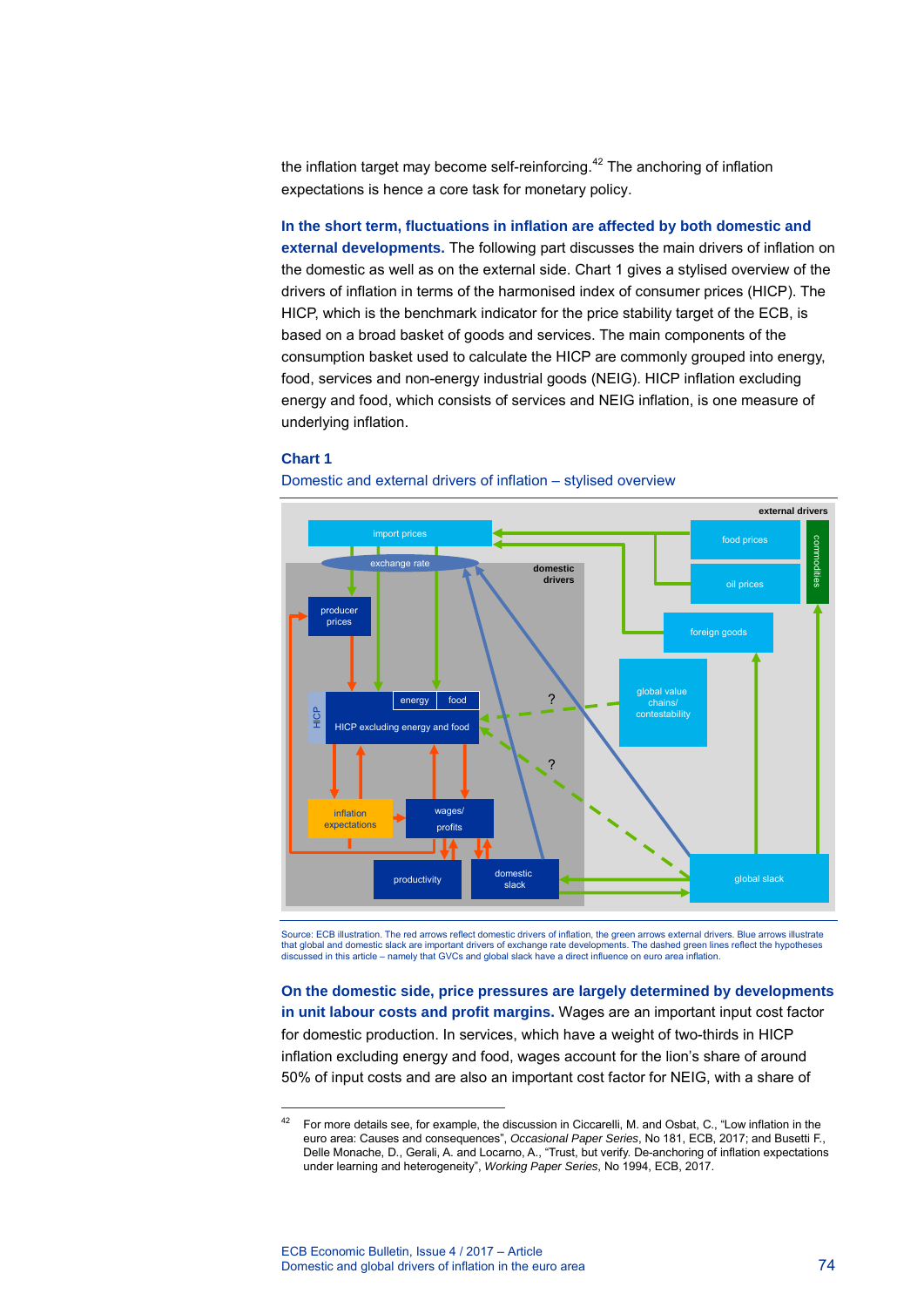the inflation target may become self-reinforcing.[42] The anchoring of inflation expectations is hence a core task for monetary policy.

**In the short term, fluctuations in inflation are affected by both domestic and external developments.** The following part discusses the main drivers of inflation on the domestic as well as on the external side. Chart 1 gives a stylised overview of the drivers of inflation in terms of the harmonised index of consumer prices (HICP). The HICP, which is the benchmark indicator for the price stability target of the ECB, is based on a broad basket of goods and services. The main components of the consumption basket used to calculate the HICP are commonly grouped into energy, food, services and non-energy industrial goods (NEIG). HICP inflation excluding energy and food, which consists of services and NEIG inflation, is one measure of underlying inflation.

**Chart 1**

Domestic and external drivers of inflation – stylised overview

Source: ECB illustration. The red arrows reflect domestic drivers of inflation, the green arrows external drivers. Blue arrows illustrate that global and domestic slack are important drivers of exchange rate developments. The dashed green lines reflect the hypotheses discussed in this article – namely that GVCs and global slack have a direct influence on euro area inflation.

**On the domestic side, price pressures are largely determined by developments in unit labour costs and profit margins.** Wages are an important input cost factor for domestic production. In services, which have a weight of two-thirds in HICP inflation excluding energy and food, wages account for the lion's share of around 50% of input costs and are also an important cost factor for NEIG, with a share of

[42] For more details see, for example, the discussion in Ciccarelli, M. and Osbat, C., "Low inflation in the euro area: Causes and consequences", *Occasional Paper Series*, No 181, ECB, 2017; and Busetti F., Delle Monache, D., Gerali, A. and Locarno, A., "Trust, but verify. De-anchoring of inflation expectations under learning and heterogeneity", *Working Paper Series*, No 1994, ECB, 2017.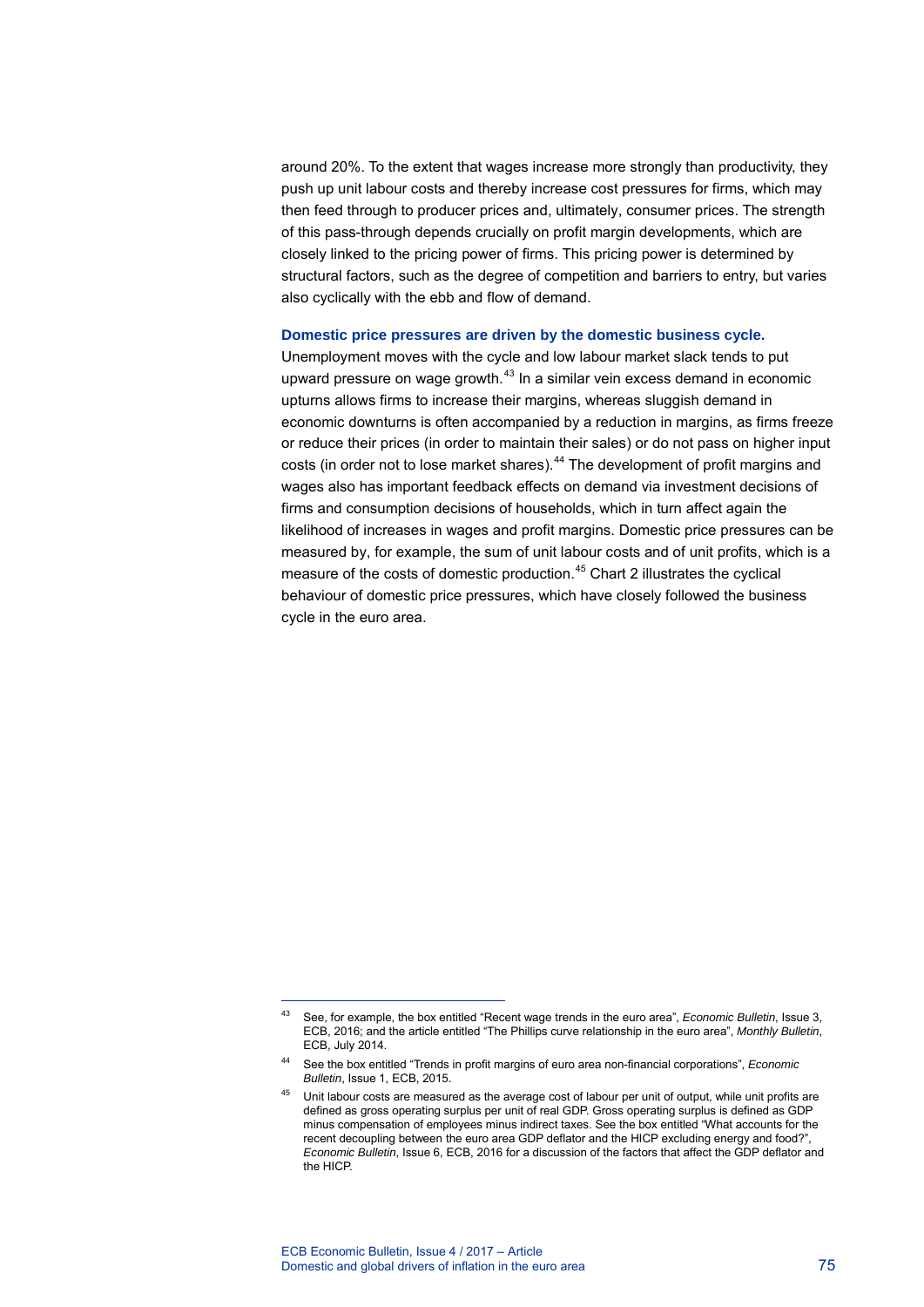around 20%. To the extent that wages increase more strongly than productivity, they push up unit labour costs and thereby increase cost pressures for firms, which may then feed through to producer prices and, ultimately, consumer prices. The strength of this pass-through depends crucially on profit margin developments, which are closely linked to the pricing power of firms. This pricing power is determined by structural factors, such as the degree of competition and barriers to entry, but varies also cyclically with the ebb and flow of demand.

**Domestic price pressures are driven by the domestic business cycle.** Unemployment moves with the cycle and low labour market slack tends to put upward pressure on wage growth.[43] In a similar vein excess demand in economic upturns allows firms to increase their margins, whereas sluggish demand in economic downturns is often accompanied by a reduction in margins, as firms freeze or reduce their prices (in order to maintain their sales) or do not pass on higher input costs (in order not to lose market shares).[44] The development of profit margins and wages also has important feedback effects on demand via investment decisions of firms and consumption decisions of households, which in turn affect again the likelihood of increases in wages and profit margins. Domestic price pressures can be measured by, for example, the sum of unit labour costs and of unit profits, which is a measure of the costs of domestic production.[45] Chart 2 illustrates the cyclical behaviour of domestic price pressures, which have closely followed the business cycle in the euro area.

---

[43] See, for example, the box entitled "Recent wage trends in the euro area", *Economic Bulletin*, Issue 3, ECB, 2016; and the article entitled "The Phillips curve relationship in the euro area", *Monthly Bulletin*, ECB, July 2014.

[44] See the box entitled "Trends in profit margins of euro area non-financial corporations", *Economic Bulletin*, Issue 1, ECB, 2015.

[45] Unit labour costs are measured as the average cost of labour per unit of output, while unit profits are defined as gross operating surplus per unit of real GDP. Gross operating surplus is defined as GDP minus compensation of employees minus indirect taxes. See the box entitled "What accounts for the recent decoupling between the euro area GDP deflator and the HICP excluding energy and food?", *Economic Bulletin*, Issue 6, ECB, 2016 for a discussion of the factors that affect the GDP deflator and the HICP.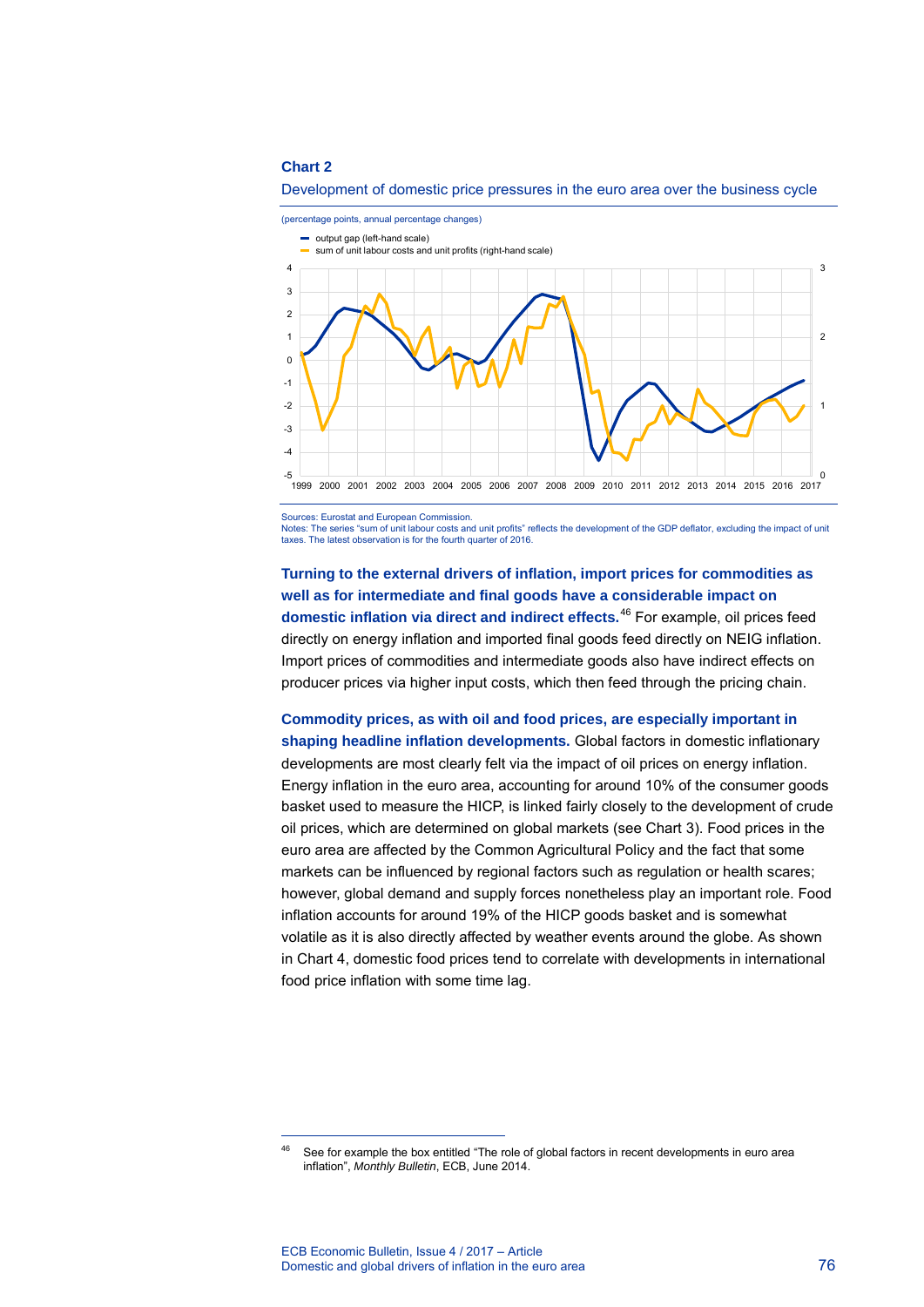**Chart 2**

Development of domestic price pressures in the euro area over the business cycle

(percentage points, annual percentage changes)

- output gap (left-hand scale)
- sum of unit labour costs and unit profits (right-hand scale)

Sources: Eurostat and European Commission.
Notes: The series "sum of unit labour costs and unit profits" reflects the development of the GDP deflator, excluding the impact of unit taxes. The latest observation is for the fourth quarter of 2016.

**Turning to the external drivers of inflation, import prices for commodities as well as for intermediate and final goods have a considerable impact on domestic inflation via direct and indirect effects.**[46] For example, oil prices feed directly on energy inflation and imported final goods feed directly on NEIG inflation. Import prices of commodities and intermediate goods also have indirect effects on producer prices via higher input costs, which then feed through the pricing chain.

**Commodity prices, as with oil and food prices, are especially important in shaping headline inflation developments.** Global factors in domestic inflationary developments are most clearly felt via the impact of oil prices on energy inflation. Energy inflation in the euro area, accounting for around 10% of the consumer goods basket used to measure the HICP, is linked fairly closely to the development of crude oil prices, which are determined on global markets (see Chart 3). Food prices in the euro area are affected by the Common Agricultural Policy and the fact that some markets can be influenced by regional factors such as regulation or health scares; however, global demand and supply forces nonetheless play an important role. Food inflation accounts for around 19% of the HICP goods basket and is somewhat volatile as it is also directly affected by weather events around the globe. As shown in Chart 4, domestic food prices tend to correlate with developments in international food price inflation with some time lag.

[46] See for example the box entitled "The role of global factors in recent developments in euro area inflation", *Monthly Bulletin*, ECB, June 2014.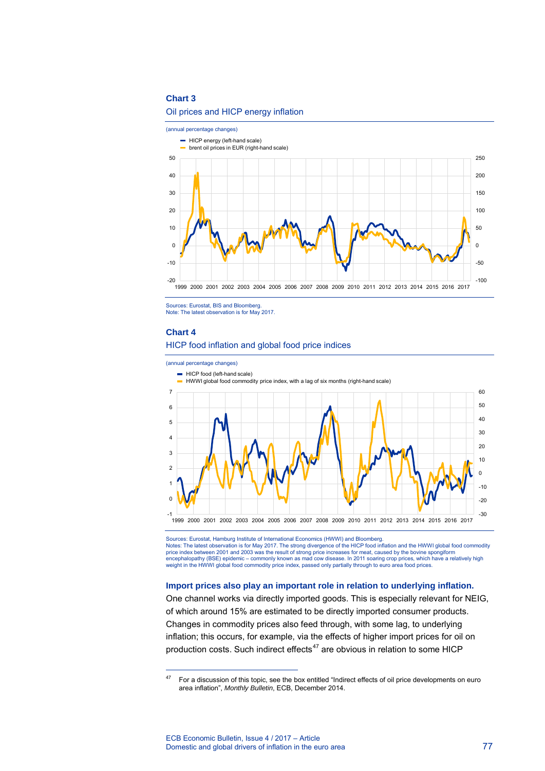**Chart 3**

Oil prices and HICP energy inflation

(annual percentage changes)

- HICP energy (left-hand scale)
- brent oil prices in EUR (right-hand scale)

Sources: Eurostat, BIS and Bloomberg.
Note: The latest observation is for May 2017.

**Chart 4**

HICP food inflation and global food price indices

(annual percentage changes)

- HICP food (left-hand scale)
- HWWI global food commodity price index, with a lag of six months (right-hand scale)

Sources: Eurostat, Hamburg Institute of International Economics (HWWI) and Bloomberg.
Notes: The latest observation is for May 2017. The strong divergence of the HICP food inflation and the HWWI global food commodity price index between 2001 and 2003 was the result of strong price increases for meat, caused by the bovine spongiform encephalopathy (BSE) epidemic – commonly known as mad cow disease. In 2011 soaring crop prices, which have a relatively high weight in the HWWI global food commodity price index, passed only partially through to euro area food prices.

**Import prices also play an important role in relation to underlying inflation.** One channel works via directly imported goods. This is especially relevant for NEIG, of which around 15% are estimated to be directly imported consumer products. Changes in commodity prices also feed through, with some lag, to underlying inflation; this occurs, for example, via the effects of higher import prices for oil on production costs. Such indirect effects[47] are obvious in relation to some HICP

[47] For a discussion of this topic, see the box entitled "Indirect effects of oil price developments on euro area inflation", *Monthly Bulletin*, ECB, December 2014.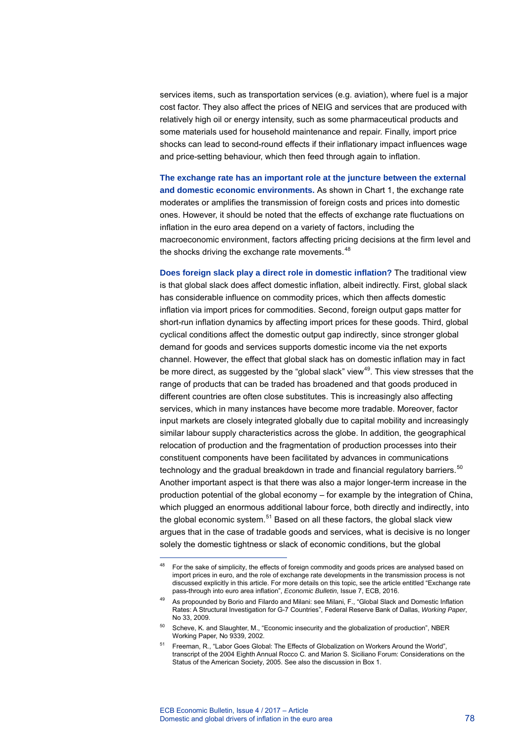services items, such as transportation services (e.g. aviation), where fuel is a major cost factor. They also affect the prices of NEIG and services that are produced with relatively high oil or energy intensity, such as some pharmaceutical products and some materials used for household maintenance and repair. Finally, import price shocks can lead to second-round effects if their inflationary impact influences wage and price-setting behaviour, which then feed through again to inflation.

**The exchange rate has an important role at the juncture between the external and domestic economic environments.** As shown in Chart 1, the exchange rate moderates or amplifies the transmission of foreign costs and prices into domestic ones. However, it should be noted that the effects of exchange rate fluctuations on inflation in the euro area depend on a variety of factors, including the macroeconomic environment, factors affecting pricing decisions at the firm level and the shocks driving the exchange rate movements.[48]

**Does foreign slack play a direct role in domestic inflation?** The traditional view is that global slack does affect domestic inflation, albeit indirectly. First, global slack has considerable influence on commodity prices, which then affects domestic inflation via import prices for commodities. Second, foreign output gaps matter for short-run inflation dynamics by affecting import prices for these goods. Third, global cyclical conditions affect the domestic output gap indirectly, since stronger global demand for goods and services supports domestic income via the net exports channel. However, the effect that global slack has on domestic inflation may in fact be more direct, as suggested by the "global slack" view[49]. This view stresses that the range of products that can be traded has broadened and that goods produced in different countries are often close substitutes. This is increasingly also affecting services, which in many instances have become more tradable. Moreover, factor input markets are closely integrated globally due to capital mobility and increasingly similar labour supply characteristics across the globe. In addition, the geographical relocation of production and the fragmentation of production processes into their constituent components have been facilitated by advances in communications technology and the gradual breakdown in trade and financial regulatory barriers.[50] Another important aspect is that there was also a major longer-term increase in the production potential of the global economy – for example by the integration of China, which plugged an enormous additional labour force, both directly and indirectly, into the global economic system.[51] Based on all these factors, the global slack view argues that in the case of tradable goods and services, what is decisive is no longer solely the domestic tightness or slack of economic conditions, but the global

---

[48] For the sake of simplicity, the effects of foreign commodity and goods prices are analysed based on import prices in euro, and the role of exchange rate developments in the transmission process is not discussed explicitly in this article. For more details on this topic, see the article entitled "Exchange rate pass-through into euro area inflation", *Economic Bulletin*, Issue 7, ECB, 2016.

[49] As propounded by Borio and Filardo and Milani: see Milani, F., "Global Slack and Domestic Inflation Rates: A Structural Investigation for G-7 Countries", Federal Reserve Bank of Dallas, *Working Paper*, No 33, 2009.

[50] Scheve, K. and Slaughter, M., "Economic insecurity and the globalization of production", NBER Working Paper, No 9339, 2002.

[51] Freeman, R., "Labor Goes Global: The Effects of Globalization on Workers Around the World", transcript of the 2004 Eighth Annual Rocco C. and Marion S. Siciliano Forum: Considerations on the Status of the American Society, 2005. See also the discussion in Box 1.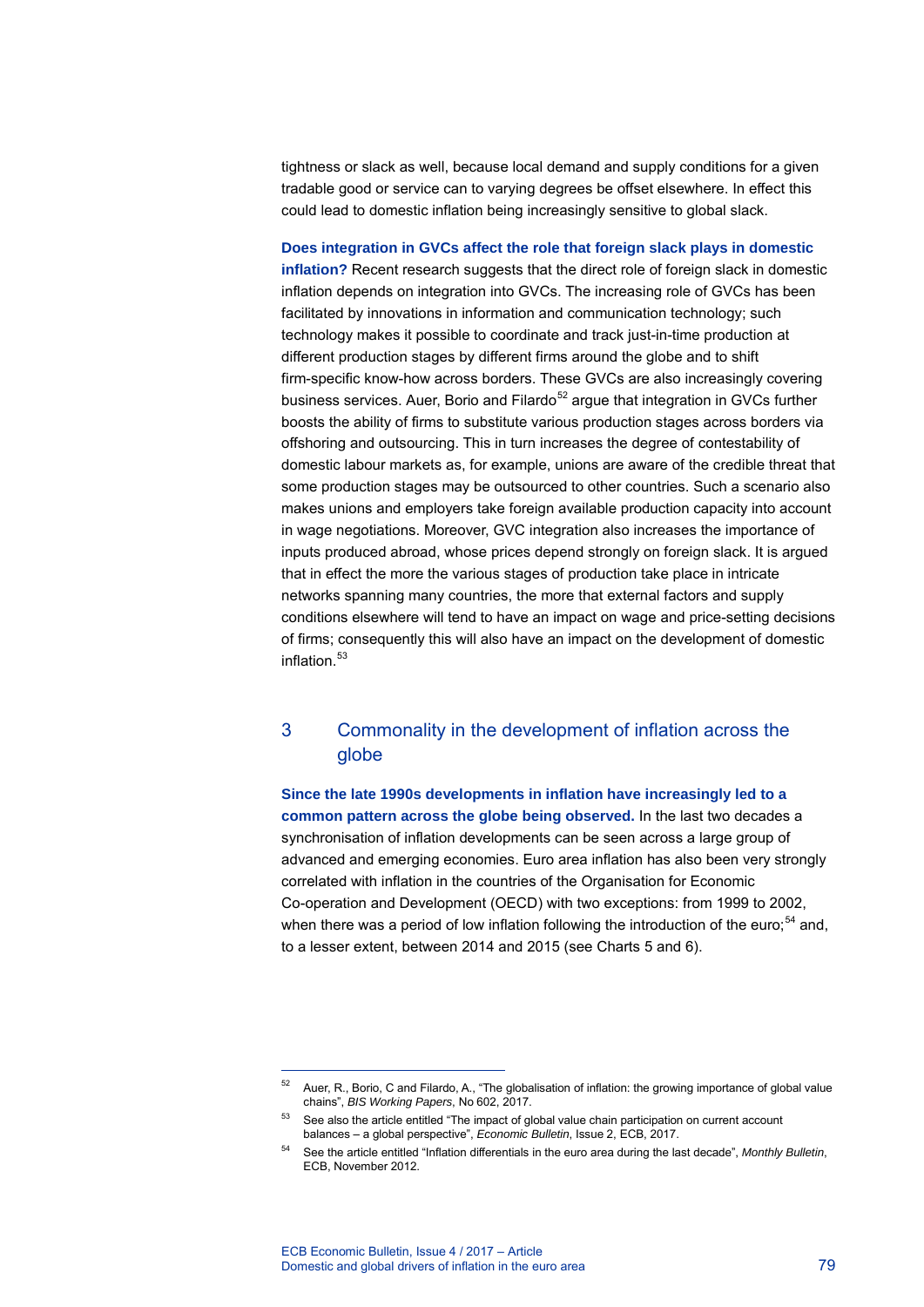tightness or slack as well, because local demand and supply conditions for a given tradable good or service can to varying degrees be offset elsewhere. In effect this could lead to domestic inflation being increasingly sensitive to global slack.

**Does integration in GVCs affect the role that foreign slack plays in domestic inflation?** Recent research suggests that the direct role of foreign slack in domestic inflation depends on integration into GVCs. The increasing role of GVCs has been facilitated by innovations in information and communication technology; such technology makes it possible to coordinate and track just-in-time production at different production stages by different firms around the globe and to shift firm-specific know-how across borders. These GVCs are also increasingly covering business services. Auer, Borio and Filardo[52] argue that integration in GVCs further boosts the ability of firms to substitute various production stages across borders via offshoring and outsourcing. This in turn increases the degree of contestability of domestic labour markets as, for example, unions are aware of the credible threat that some production stages may be outsourced to other countries. Such a scenario also makes unions and employers take foreign available production capacity into account in wage negotiations. Moreover, GVC integration also increases the importance of inputs produced abroad, whose prices depend strongly on foreign slack. It is argued that in effect the more the various stages of production take place in intricate networks spanning many countries, the more that external factors and supply conditions elsewhere will tend to have an impact on wage and price-setting decisions of firms; consequently this will also have an impact on the development of domestic inflation.[53]

## 3 Commonality in the development of inflation across the globe

**Since the late 1990s developments in inflation have increasingly led to a common pattern across the globe being observed.** In the last two decades a synchronisation of inflation developments can be seen across a large group of advanced and emerging economies. Euro area inflation has also been very strongly correlated with inflation in the countries of the Organisation for Economic Co-operation and Development (OECD) with two exceptions: from 1999 to 2002, when there was a period of low inflation following the introduction of the euro;[54] and, to a lesser extent, between 2014 and 2015 (see Charts 5 and 6).

---

[52] Auer, R., Borio, C and Filardo, A., "The globalisation of inflation: the growing importance of global value chains", *BIS Working Papers*, No 602, 2017.

[53] See also the article entitled "The impact of global value chain participation on current account balances – a global perspective", *Economic Bulletin*, Issue 2, ECB, 2017.

[54] See the article entitled "Inflation differentials in the euro area during the last decade", *Monthly Bulletin*, ECB, November 2012.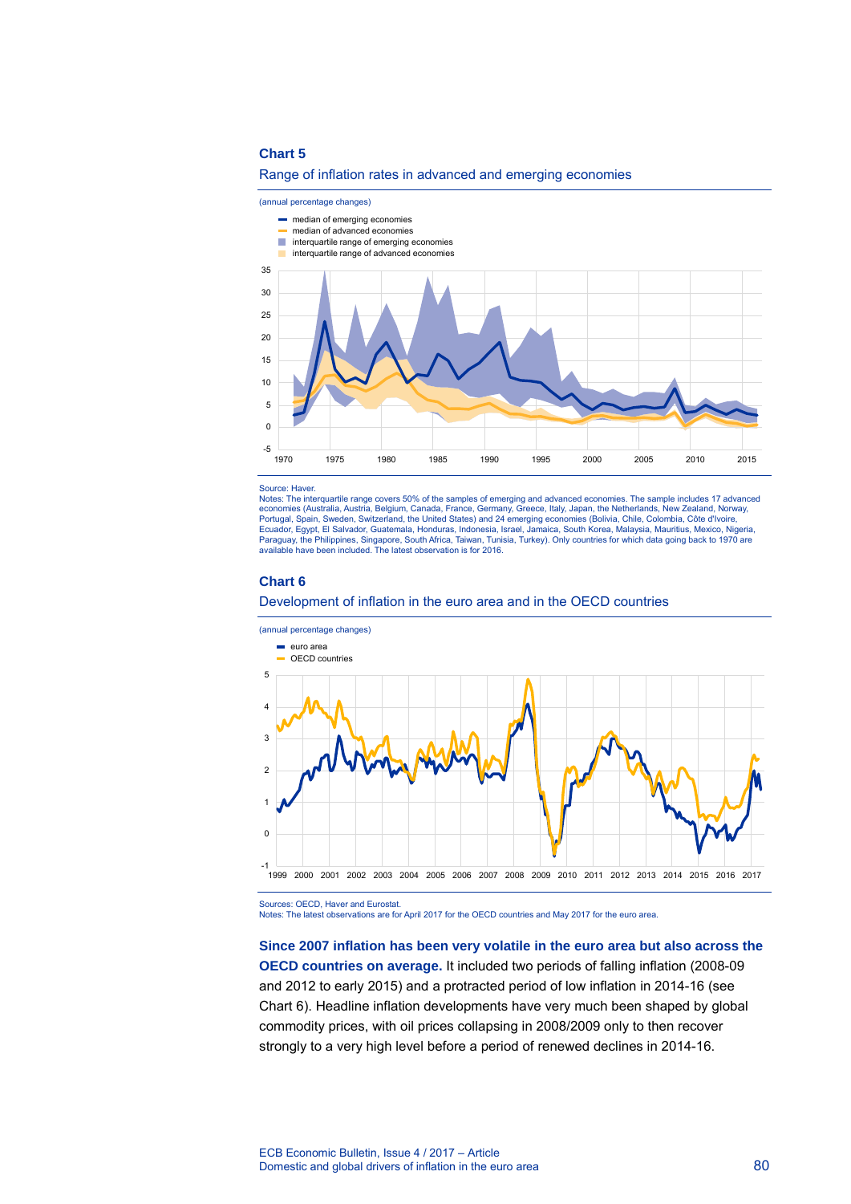**Chart 5**

Range of inflation rates in advanced and emerging economies

(annual percentage changes)

Source: Haver.
Notes: The interquartile range covers 50% of the samples of emerging and advanced economies. The sample includes 17 advanced economies (Australia, Austria, Belgium, Canada, France, Germany, Greece, Italy, Japan, the Netherlands, New Zealand, Norway, Portugal, Spain, Sweden, Switzerland, the United States) and 24 emerging economies (Bolivia, Chile, Colombia, Côte d'Ivoire, Ecuador, Egypt, El Salvador, Guatemala, Honduras, Indonesia, Israel, Jamaica, South Korea, Malaysia, Mauritius, Mexico, Nigeria, Paraguay, the Philippines, Singapore, South Africa, Taiwan, Tunisia, Turkey). Only countries for which data going back to 1970 are available have been included. The latest observation is for 2016.

**Chart 6**

Development of inflation in the euro area and in the OECD countries

(annual percentage changes)

Sources: OECD, Haver and Eurostat.
Notes: The latest observations are for April 2017 for the OECD countries and May 2017 for the euro area.

**Since 2007 inflation has been very volatile in the euro area but also across the OECD countries on average.** It included two periods of falling inflation (2008-09 and 2012 to early 2015) and a protracted period of low inflation in 2014-16 (see Chart 6). Headline inflation developments have very much been shaped by global commodity prices, with oil prices collapsing in 2008/2009 only to then recover strongly to a very high level before a period of renewed declines in 2014-16.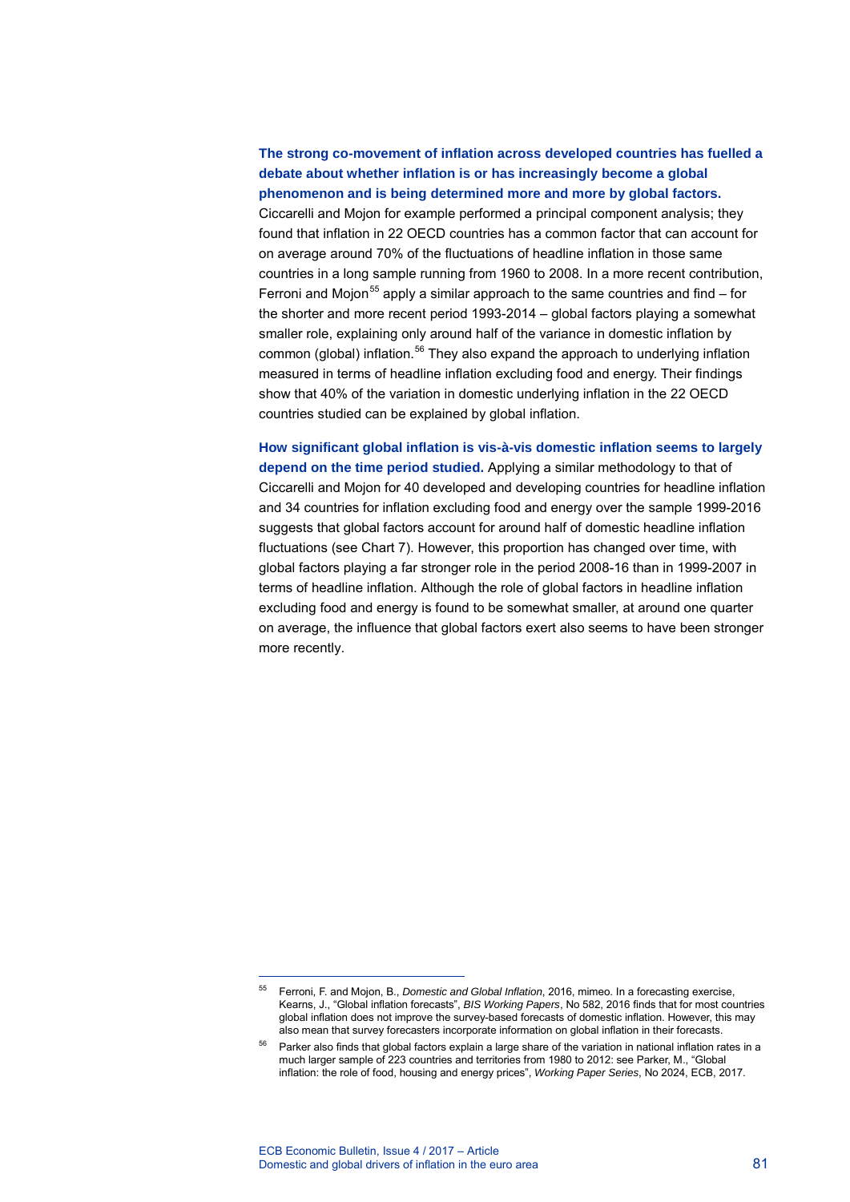**The strong co-movement of inflation across developed countries has fuelled a debate about whether inflation is or has increasingly become a global phenomenon and is being determined more and more by global factors.** Ciccarelli and Mojon for example performed a principal component analysis; they found that inflation in 22 OECD countries has a common factor that can account for on average around 70% of the fluctuations of headline inflation in those same countries in a long sample running from 1960 to 2008. In a more recent contribution, Ferroni and Mojon[55] apply a similar approach to the same countries and find – for the shorter and more recent period 1993-2014 – global factors playing a somewhat smaller role, explaining only around half of the variance in domestic inflation by common (global) inflation.[56] They also expand the approach to underlying inflation measured in terms of headline inflation excluding food and energy. Their findings show that 40% of the variation in domestic underlying inflation in the 22 OECD countries studied can be explained by global inflation.

**How significant global inflation is vis-à-vis domestic inflation seems to largely depend on the time period studied.** Applying a similar methodology to that of Ciccarelli and Mojon for 40 developed and developing countries for headline inflation and 34 countries for inflation excluding food and energy over the sample 1999-2016 suggests that global factors account for around half of domestic headline inflation fluctuations (see Chart 7). However, this proportion has changed over time, with global factors playing a far stronger role in the period 2008-16 than in 1999-2007 in terms of headline inflation. Although the role of global factors in headline inflation excluding food and energy is found to be somewhat smaller, at around one quarter on average, the influence that global factors exert also seems to have been stronger more recently.

---

[55] Ferroni, F. and Mojon, B., *Domestic and Global Inflation*, 2016, mimeo. In a forecasting exercise, Kearns, J., "Global inflation forecasts", *BIS Working Papers*, No 582, 2016 finds that for most countries global inflation does not improve the survey-based forecasts of domestic inflation. However, this may also mean that survey forecasters incorporate information on global inflation in their forecasts.

[56] Parker also finds that global factors explain a large share of the variation in national inflation rates in a much larger sample of 223 countries and territories from 1980 to 2012: see Parker, M., "Global inflation: the role of food, housing and energy prices", *Working Paper Series*, No 2024, ECB, 2017.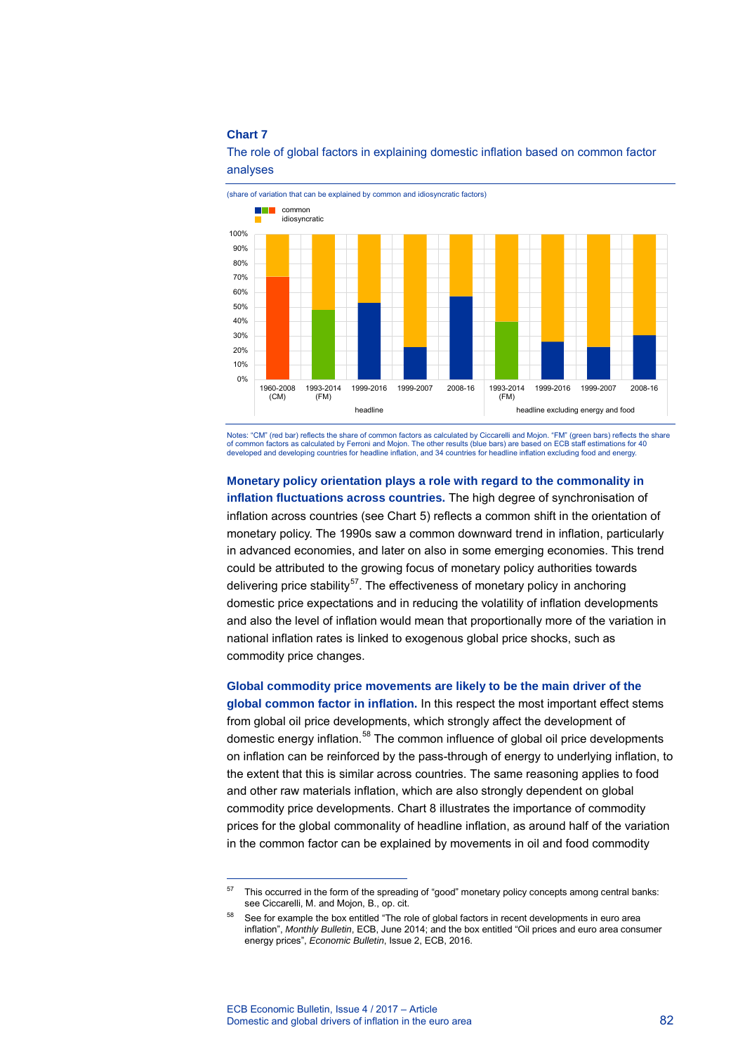**Chart 7**

The role of global factors in explaining domestic inflation based on common factor analyses

(share of variation that can be explained by common and idiosyncratic factors)

Notes: "CM" (red bar) reflects the share of common factors as calculated by Ciccarelli and Mojon. "FM" (green bars) reflects the share of common factors as calculated by Ferroni and Mojon. The other results (blue bars) are based on ECB staff estimations for 40 developed and developing countries for headline inflation, and 34 countries for headline inflation excluding food and energy.

**Monetary policy orientation plays a role with regard to the commonality in inflation fluctuations across countries.** The high degree of synchronisation of inflation across countries (see Chart 5) reflects a common shift in the orientation of monetary policy. The 1990s saw a common downward trend in inflation, particularly in advanced economies, and later on also in some emerging economies. This trend could be attributed to the growing focus of monetary policy authorities towards delivering price stability[57]. The effectiveness of monetary policy in anchoring domestic price expectations and in reducing the volatility of inflation developments and also the level of inflation would mean that proportionally more of the variation in national inflation rates is linked to exogenous global price shocks, such as commodity price changes.

**Global commodity price movements are likely to be the main driver of the global common factor in inflation.** In this respect the most important effect stems from global oil price developments, which strongly affect the development of domestic energy inflation.[58] The common influence of global oil price developments on inflation can be reinforced by the pass-through of energy to underlying inflation, to the extent that this is similar across countries. The same reasoning applies to food and other raw materials inflation, which are also strongly dependent on global commodity price developments. Chart 8 illustrates the importance of commodity prices for the global commonality of headline inflation, as around half of the variation in the common factor can be explained by movements in oil and food commodity

---

[57] This occurred in the form of the spreading of "good" monetary policy concepts among central banks: see Ciccarelli, M. and Mojon, B., op. cit.

[58] See for example the box entitled "The role of global factors in recent developments in euro area inflation", *Monthly Bulletin*, ECB, June 2014; and the box entitled "Oil prices and euro area consumer energy prices", *Economic Bulletin*, Issue 2, ECB, 2016.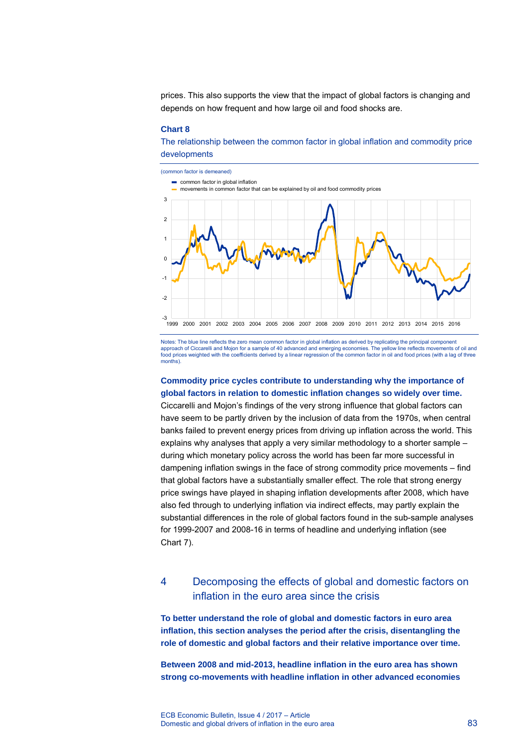prices. This also supports the view that the impact of global factors is changing and depends on how frequent and how large oil and food shocks are.

**Chart 8**

The relationship between the common factor in global inflation and commodity price developments

(common factor is demeaned)

- common factor in global inflation
- movements in common factor that can be explained by oil and food commodity prices

Notes: The blue line reflects the zero mean common factor in global inflation as derived by replicating the principal component approach of Ciccarelli and Mojon for a sample of 40 advanced and emerging economies. The yellow line reflects movements of oil and food prices weighted with the coefficients derived by a linear regression of the common factor in oil and food prices (with a lag of three months).

**Commodity price cycles contribute to understanding why the importance of global factors in relation to domestic inflation changes so widely over time.** Ciccarelli and Mojon's findings of the very strong influence that global factors can have seem to be partly driven by the inclusion of data from the 1970s, when central banks failed to prevent energy prices from driving up inflation across the world. This explains why analyses that apply a very similar methodology to a shorter sample – during which monetary policy across the world has been far more successful in dampening inflation swings in the face of strong commodity price movements – find that global factors have a substantially smaller effect. The role that strong energy price swings have played in shaping inflation developments after 2008, which have also fed through to underlying inflation via indirect effects, may partly explain the substantial differences in the role of global factors found in the sub-sample analyses for 1999-2007 and 2008-16 in terms of headline and underlying inflation (see Chart 7).

## 4 Decomposing the effects of global and domestic factors on inflation in the euro area since the crisis

**To better understand the role of global and domestic factors in euro area inflation, this section analyses the period after the crisis, disentangling the role of domestic and global factors and their relative importance over time.**

**Between 2008 and mid-2013, headline inflation in the euro area has shown strong co-movements with headline inflation in other advanced economies**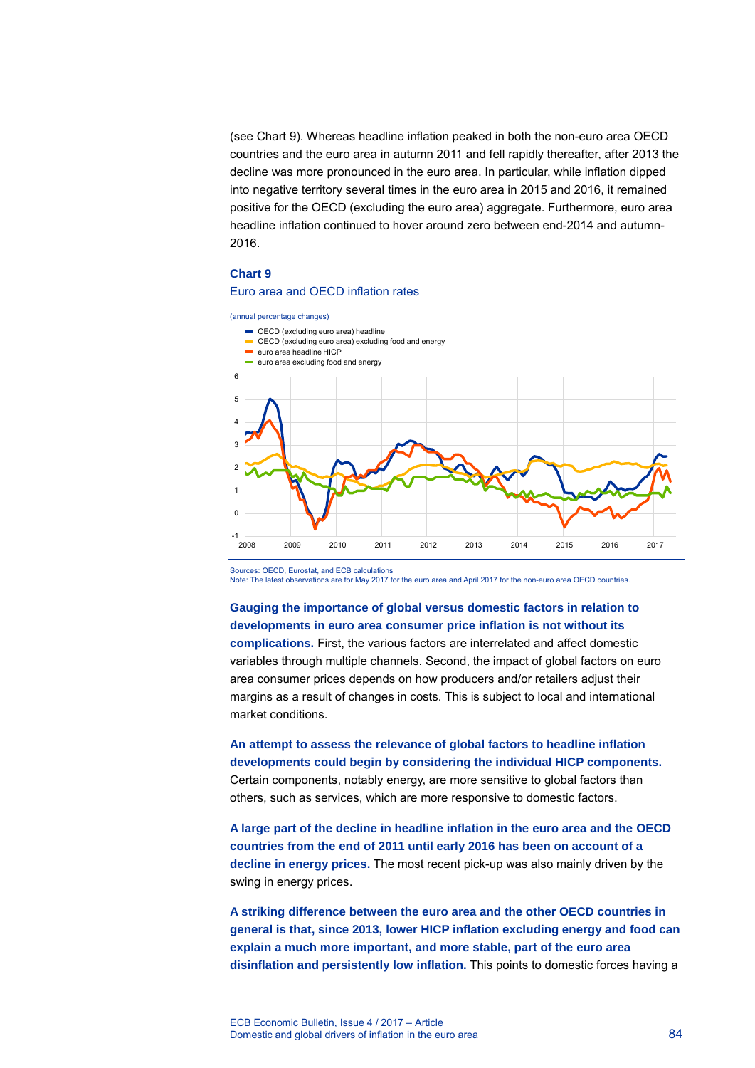(see Chart 9). Whereas headline inflation peaked in both the non-euro area OECD countries and the euro area in autumn 2011 and fell rapidly thereafter, after 2013 the decline was more pronounced in the euro area. In particular, while inflation dipped into negative territory several times in the euro area in 2015 and 2016, it remained positive for the OECD (excluding the euro area) aggregate. Furthermore, euro area headline inflation continued to hover around zero between end-2014 and autumn-2016.

**Chart 9**

Euro area and OECD inflation rates

(annual percentage changes)

- OECD (excluding euro area) headline
- OECD (excluding euro area) excluding food and energy
- euro area headline HICP
- euro area excluding food and energy

Sources: OECD, Eurostat, and ECB calculations
Note: The latest observations are for May 2017 for the euro area and April 2017 for the non-euro area OECD countries.

**Gauging the importance of global versus domestic factors in relation to developments in euro area consumer price inflation is not without its complications.** First, the various factors are interrelated and affect domestic variables through multiple channels. Second, the impact of global factors on euro area consumer prices depends on how producers and/or retailers adjust their margins as a result of changes in costs. This is subject to local and international market conditions.

**An attempt to assess the relevance of global factors to headline inflation developments could begin by considering the individual HICP components.** Certain components, notably energy, are more sensitive to global factors than others, such as services, which are more responsive to domestic factors.

**A large part of the decline in headline inflation in the euro area and the OECD countries from the end of 2011 until early 2016 has been on account of a decline in energy prices.** The most recent pick-up was also mainly driven by the swing in energy prices.

**A striking difference between the euro area and the other OECD countries in general is that, since 2013, lower HICP inflation excluding energy and food can explain a much more important, and more stable, part of the euro area disinflation and persistently low inflation.** This points to domestic forces having a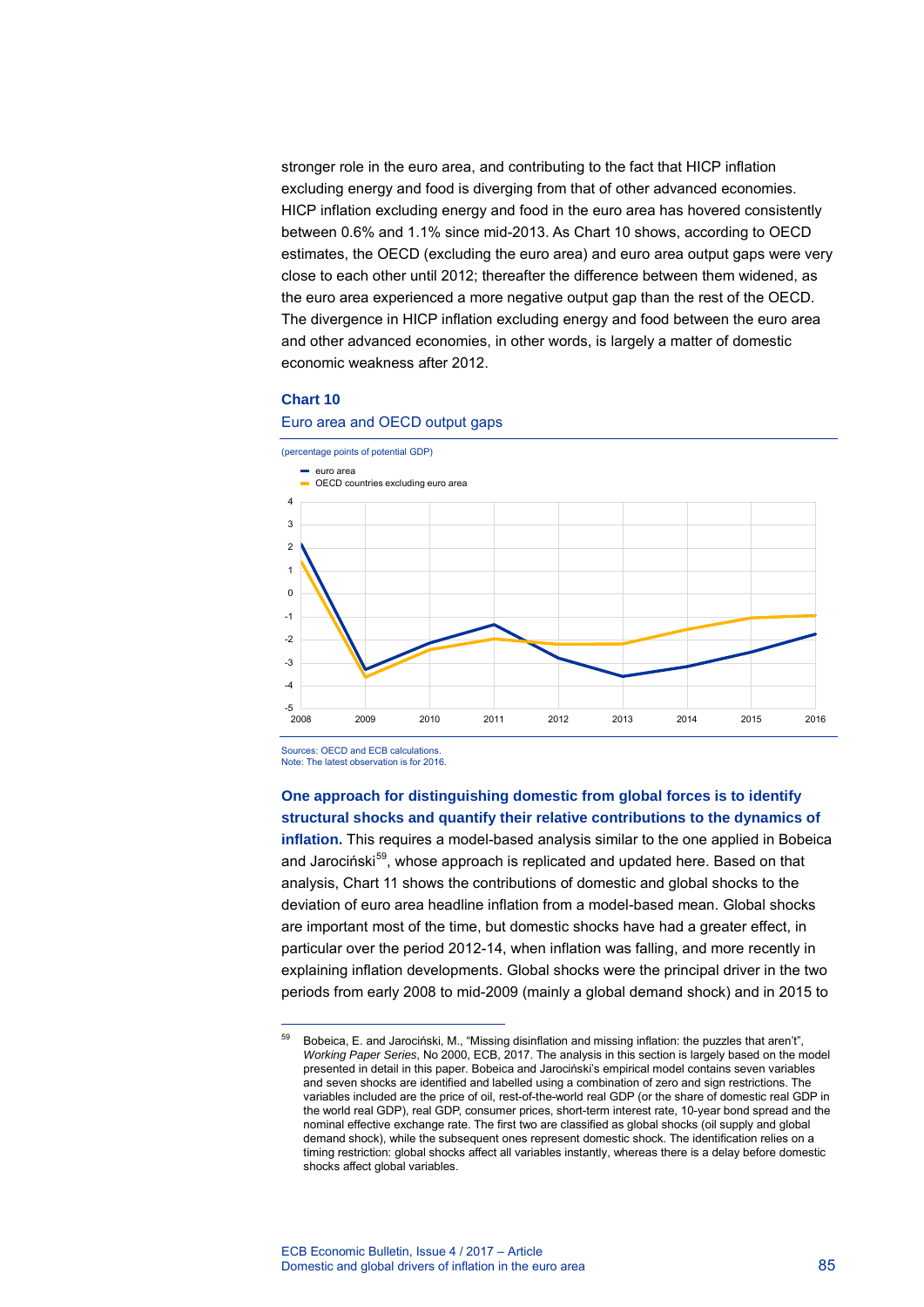stronger role in the euro area, and contributing to the fact that HICP inflation excluding energy and food is diverging from that of other advanced economies. HICP inflation excluding energy and food in the euro area has hovered consistently between 0.6% and 1.1% since mid-2013. As Chart 10 shows, according to OECD estimates, the OECD (excluding the euro area) and euro area output gaps were very close to each other until 2012; thereafter the difference between them widened, as the euro area experienced a more negative output gap than the rest of the OECD. The divergence in HICP inflation excluding energy and food between the euro area and other advanced economies, in other words, is largely a matter of domestic economic weakness after 2012.

### Chart 10

Euro area and OECD output gaps

(percentage points of potential GDP)

- euro area
- OECD countries excluding euro area

Sources: OECD and ECB calculations.
Note: The latest observation is for 2016.

**One approach for distinguishing domestic from global forces is to identify structural shocks and quantify their relative contributions to the dynamics of inflation.** This requires a model-based analysis similar to the one applied in Bobeica and Jarociński[59], whose approach is replicated and updated here. Based on that analysis, Chart 11 shows the contributions of domestic and global shocks to the deviation of euro area headline inflation from a model-based mean. Global shocks are important most of the time, but domestic shocks have had a greater effect, in particular over the period 2012-14, when inflation was falling, and more recently in explaining inflation developments. Global shocks were the principal driver in the two periods from early 2008 to mid-2009 (mainly a global demand shock) and in 2015 to

---

[59] Bobeica, E. and Jarociński, M., "Missing disinflation and missing inflation: the puzzles that aren't", *Working Paper Series*, No 2000, ECB, 2017. The analysis in this section is largely based on the model presented in detail in this paper. Bobeica and Jarociński's empirical model contains seven variables and seven shocks are identified and labelled using a combination of zero and sign restrictions. The variables included are the price of oil, rest-of-the-world real GDP (or the share of domestic real GDP in the world real GDP), real GDP, consumer prices, short-term interest rate, 10-year bond spread and the nominal effective exchange rate. The first two are classified as global shocks (oil supply and global demand shock), while the subsequent ones represent domestic shock. The identification relies on a timing restriction: global shocks affect all variables instantly, whereas there is a delay before domestic shocks affect global variables.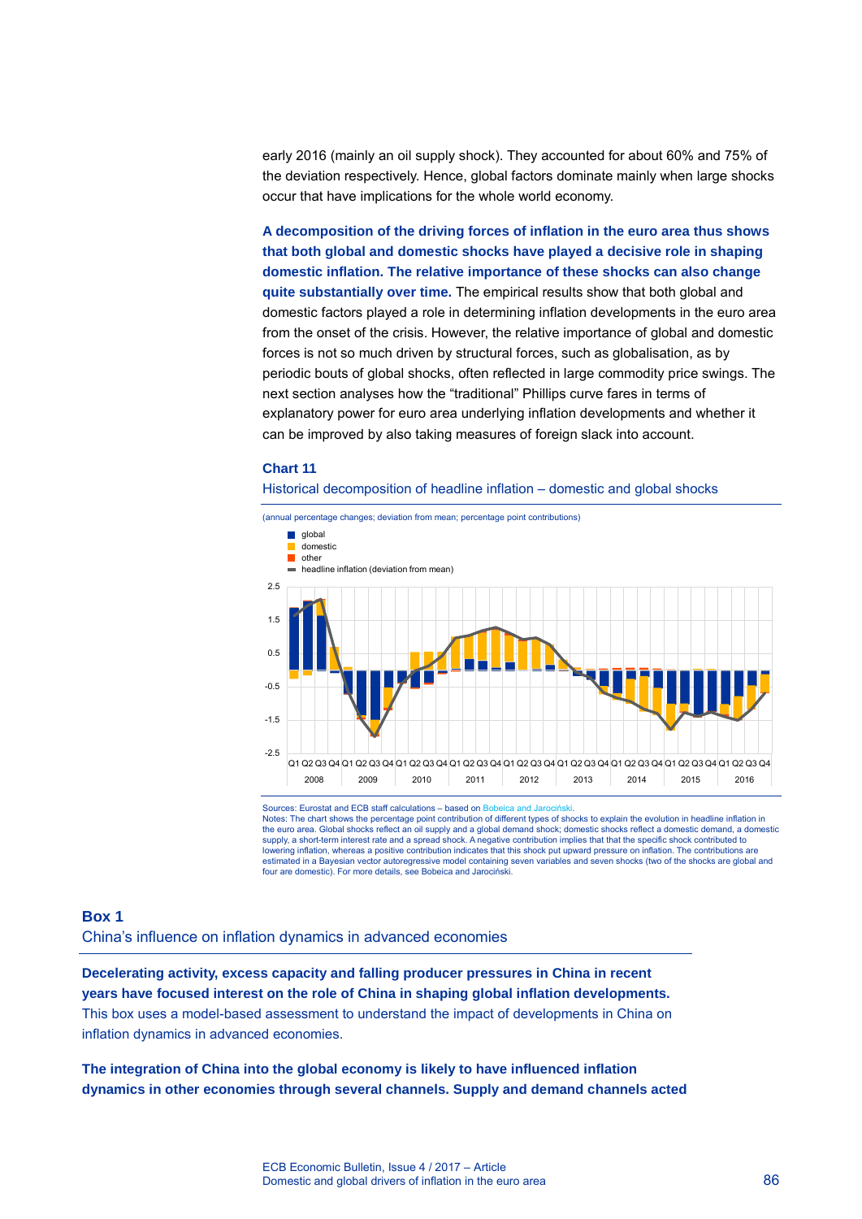early 2016 (mainly an oil supply shock). They accounted for about 60% and 75% of the deviation respectively. Hence, global factors dominate mainly when large shocks occur that have implications for the whole world economy.

**A decomposition of the driving forces of inflation in the euro area thus shows that both global and domestic shocks have played a decisive role in shaping domestic inflation. The relative importance of these shocks can also change quite substantially over time.** The empirical results show that both global and domestic factors played a role in determining inflation developments in the euro area from the onset of the crisis. However, the relative importance of global and domestic forces is not so much driven by structural forces, such as globalisation, as by periodic bouts of global shocks, often reflected in large commodity price swings. The next section analyses how the "traditional" Phillips curve fares in terms of explanatory power for euro area underlying inflation developments and whether it can be improved by also taking measures of foreign slack into account.

**Chart 11**

Historical decomposition of headline inflation – domestic and global shocks

(annual percentage changes; deviation from mean; percentage point contributions)

Sources: Eurostat and ECB staff calculations – based on Bobeica and Jarociński.
Notes: The chart shows the percentage point contribution of different types of shocks to explain the evolution in headline inflation in the euro area. Global shocks reflect an oil supply and a global demand shock; domestic shocks reflect a domestic demand, a domestic supply, a short-term interest rate and a spread shock. A negative contribution implies that that the specific shock contributed to lowering inflation, whereas a positive contribution indicates that this shock put upward pressure on inflation. The contributions are estimated in a Bayesian vector autoregressive model containing seven variables and seven shocks (two of the shocks are global and four are domestic). For more details, see Bobeica and Jarociński.

## Box 1
### China's influence on inflation dynamics in advanced economies

**Decelerating activity, excess capacity and falling producer pressures in China in recent years have focused interest on the role of China in shaping global inflation developments.** This box uses a model-based assessment to understand the impact of developments in China on inflation dynamics in advanced economies.

**The integration of China into the global economy is likely to have influenced inflation dynamics in other economies through several channels. Supply and demand channels acted**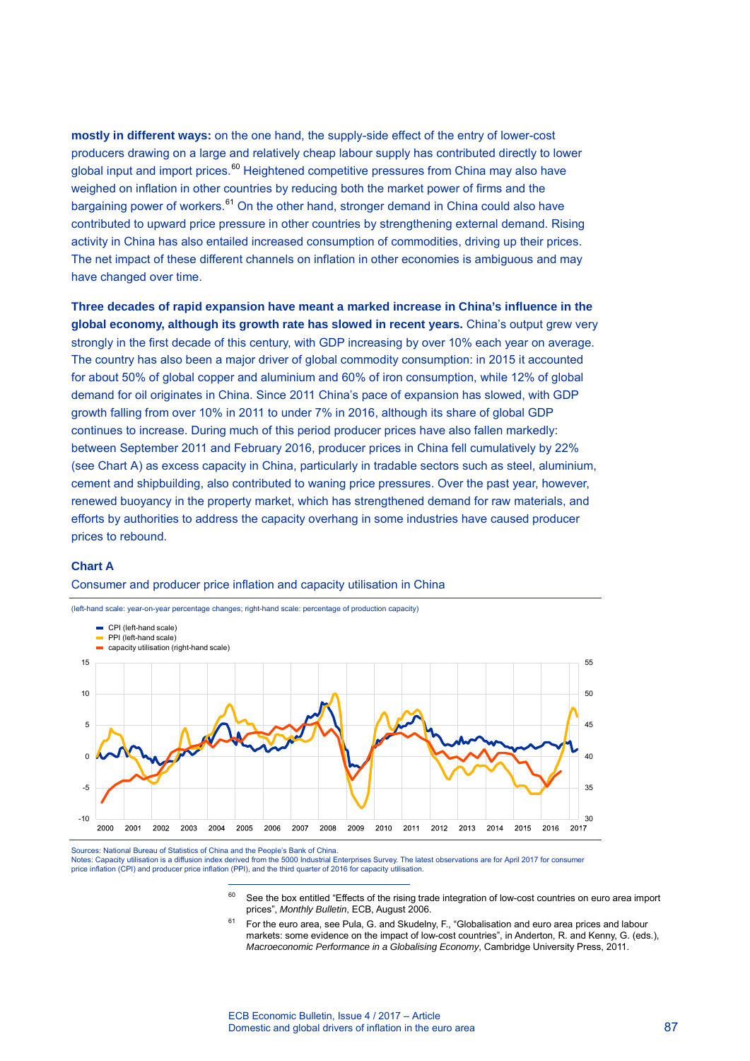**mostly in different ways:** on the one hand, the supply-side effect of the entry of lower-cost producers drawing on a large and relatively cheap labour supply has contributed directly to lower global input and import prices.[60] Heightened competitive pressures from China may also have weighed on inflation in other countries by reducing both the market power of firms and the bargaining power of workers.[61] On the other hand, stronger demand in China could also have contributed to upward price pressure in other countries by strengthening external demand. Rising activity in China has also entailed increased consumption of commodities, driving up their prices. The net impact of these different channels on inflation in other economies is ambiguous and may have changed over time.

**Three decades of rapid expansion have meant a marked increase in China's influence in the global economy, although its growth rate has slowed in recent years.** China's output grew very strongly in the first decade of this century, with GDP increasing by over 10% each year on average. The country has also been a major driver of global commodity consumption: in 2015 it accounted for about 50% of global copper and aluminium and 60% of iron consumption, while 12% of global demand for oil originates in China. Since 2011 China's pace of expansion has slowed, with GDP growth falling from over 10% in 2011 to under 7% in 2016, although its share of global GDP continues to increase. During much of this period producer prices have also fallen markedly: between September 2011 and February 2016, producer prices in China fell cumulatively by 22% (see Chart A) as excess capacity in China, particularly in tradable sectors such as steel, aluminium, cement and shipbuilding, also contributed to waning price pressures. Over the past year, however, renewed buoyancy in the property market, which has strengthened demand for raw materials, and efforts by authorities to address the capacity overhang in some industries have caused producer prices to rebound.

**Chart A**

Consumer and producer price inflation and capacity utilisation in China

(left-hand scale: year-on-year percentage changes; right-hand scale: percentage of production capacity)

Sources: National Bureau of Statistics of China and the People's Bank of China.
Notes: Capacity utilisation is a diffusion index derived from the 5000 Industrial Enterprises Survey. The latest observations are for April 2017 for consumer price inflation (CPI) and producer price inflation (PPI), and the third quarter of 2016 for capacity utilisation.

---

[60] See the box entitled "Effects of the rising trade integration of low-cost countries on euro area import prices", *Monthly Bulletin*, ECB, August 2006.

[61] For the euro area, see Pula, G. and Skudelny, F., "Globalisation and euro area prices and labour markets: some evidence on the impact of low-cost countries", in Anderton, R. and Kenny, G. (eds.), *Macroeconomic Performance in a Globalising Economy*, Cambridge University Press, 2011.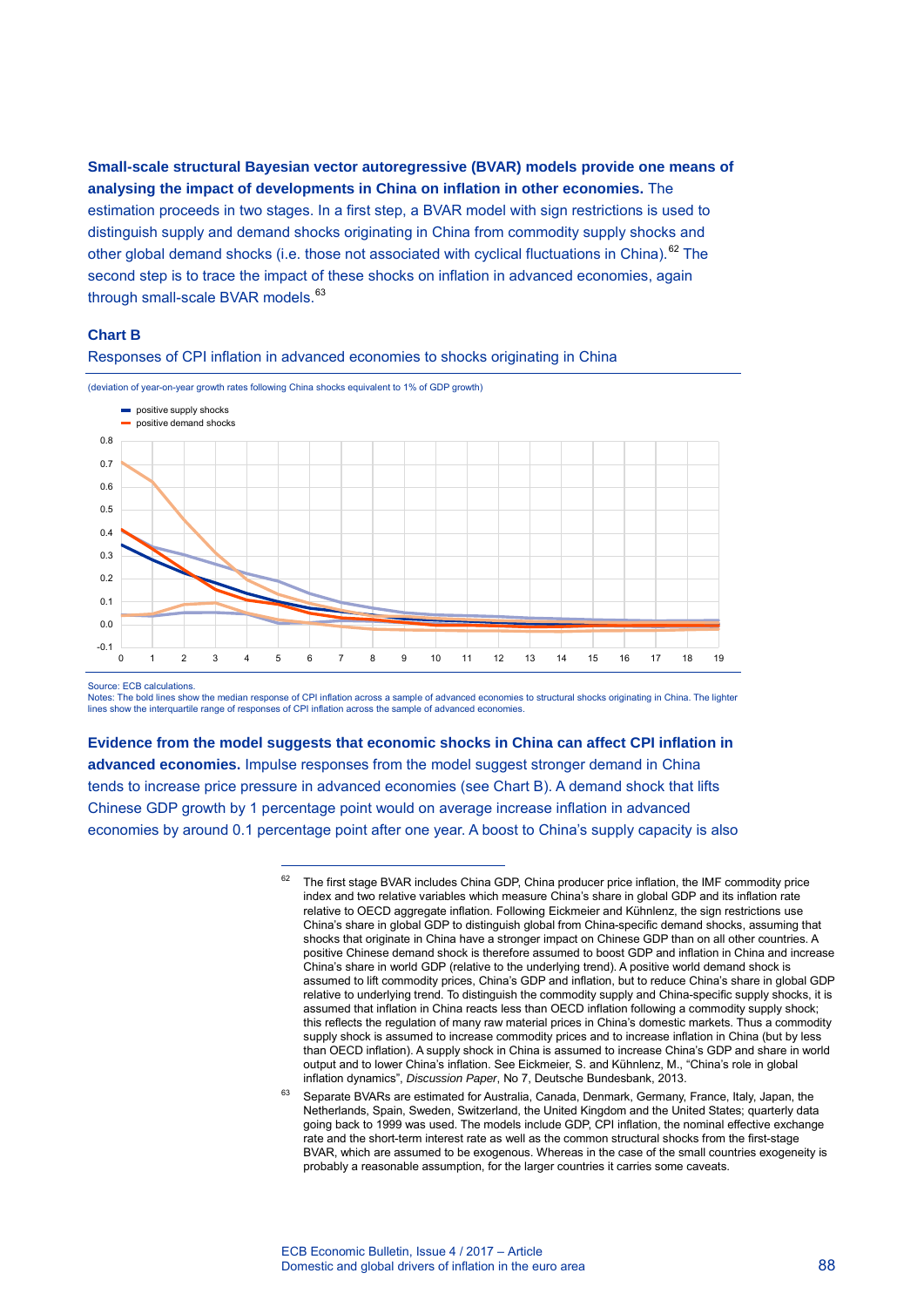**Small-scale structural Bayesian vector autoregressive (BVAR) models provide one means of analysing the impact of developments in China on inflation in other economies.** The estimation proceeds in two stages. In a first step, a BVAR model with sign restrictions is used to distinguish supply and demand shocks originating in China from commodity supply shocks and other global demand shocks (i.e. those not associated with cyclical fluctuations in China).[62] The second step is to trace the impact of these shocks on inflation in advanced economies, again through small-scale BVAR models.[63]

**Chart B**

Responses of CPI inflation in advanced economies to shocks originating in China

(deviation of year-on-year growth rates following China shocks equivalent to 1% of GDP growth)

Source: ECB calculations.
Notes: The bold lines show the median response of CPI inflation across a sample of advanced economies to structural shocks originating in China. The lighter lines show the interquartile range of responses of CPI inflation across the sample of advanced economies.

**Evidence from the model suggests that economic shocks in China can affect CPI inflation in advanced economies.** Impulse responses from the model suggest stronger demand in China tends to increase price pressure in advanced economies (see Chart B). A demand shock that lifts Chinese GDP growth by 1 percentage point would on average increase inflation in advanced economies by around 0.1 percentage point after one year. A boost to China's supply capacity is also

---

[62] The first stage BVAR includes China GDP, China producer price inflation, the IMF commodity price index and two relative variables which measure China's share in global GDP and its inflation rate relative to OECD aggregate inflation. Following Eickmeier and Kühnlenz, the sign restrictions use China's share in global GDP to distinguish global from China-specific demand shocks, assuming that shocks that originate in China have a stronger impact on Chinese GDP than on all other countries. A positive Chinese demand shock is therefore assumed to boost GDP and inflation in China and increase China's share in world GDP (relative to the underlying trend). A positive world demand shock is assumed to lift commodity prices, China's GDP and inflation, but to reduce China's share in global GDP relative to underlying trend. To distinguish the commodity supply and China-specific supply shocks, it is assumed that inflation in China reacts less than OECD inflation following a commodity supply shock; this reflects the regulation of many raw material prices in China's domestic markets. Thus a commodity supply shock is assumed to increase commodity prices and to increase inflation in China (but by less than OECD inflation). A supply shock in China is assumed to increase China's GDP and share in world output and to lower China's inflation. See Eickmeier, S. and Kühnlenz, M., "China's role in global inflation dynamics", *Discussion Paper*, No 7, Deutsche Bundesbank, 2013.

[63] Separate BVARs are estimated for Australia, Canada, Denmark, Germany, France, Italy, Japan, the Netherlands, Spain, Sweden, Switzerland, the United Kingdom and the United States; quarterly data going back to 1999 was used. The models include GDP, CPI inflation, the nominal effective exchange rate and the short-term interest rate as well as the common structural shocks from the first-stage BVAR, which are assumed to be exogenous. Whereas in the case of the small countries exogeneity is probably a reasonable assumption, for the larger countries it carries some caveats.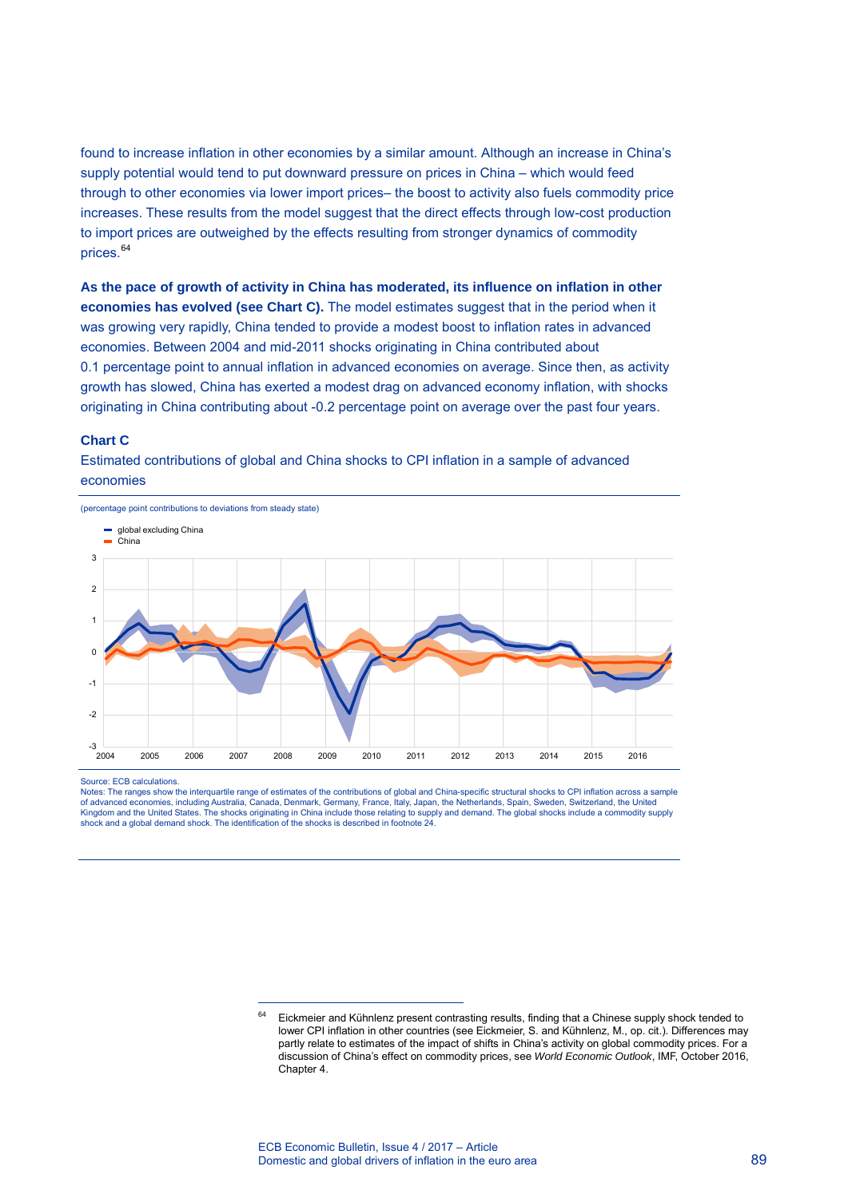found to increase inflation in other economies by a similar amount. Although an increase in China's supply potential would tend to put downward pressure on prices in China – which would feed through to other economies via lower import prices– the boost to activity also fuels commodity price increases. These results from the model suggest that the direct effects through low-cost production to import prices are outweighed by the effects resulting from stronger dynamics of commodity prices.[64]

**As the pace of growth of activity in China has moderated, its influence on inflation in other economies has evolved (see Chart C).** The model estimates suggest that in the period when it was growing very rapidly, China tended to provide a modest boost to inflation rates in advanced economies. Between 2004 and mid-2011 shocks originating in China contributed about 0.1 percentage point to annual inflation in advanced economies on average. Since then, as activity growth has slowed, China has exerted a modest drag on advanced economy inflation, with shocks originating in China contributing about -0.2 percentage point on average over the past four years.

**Chart C**

Estimated contributions of global and China shocks to CPI inflation in a sample of advanced economies

(percentage point contributions to deviations from steady state)

- global excluding China
- China

Source: ECB calculations.
Notes: The ranges show the interquartile range of estimates of the contributions of global and China-specific structural shocks to CPI inflation across a sample of advanced economies, including Australia, Canada, Denmark, Germany, France, Italy, Japan, the Netherlands, Spain, Sweden, Switzerland, the United Kingdom and the United States. The shocks originating in China include those relating to supply and demand. The global shocks include a commodity supply shock and a global demand shock. The identification of the shocks is described in footnote 24.

[64] Eickmeier and Kühnlenz present contrasting results, finding that a Chinese supply shock tended to lower CPI inflation in other countries (see Eickmeier, S. and Kühnlenz, M., op. cit.). Differences may partly relate to estimates of the impact of shifts in China's activity on global commodity prices. For a discussion of China's effect on commodity prices, see *World Economic Outlook*, IMF, October 2016, Chapter 4.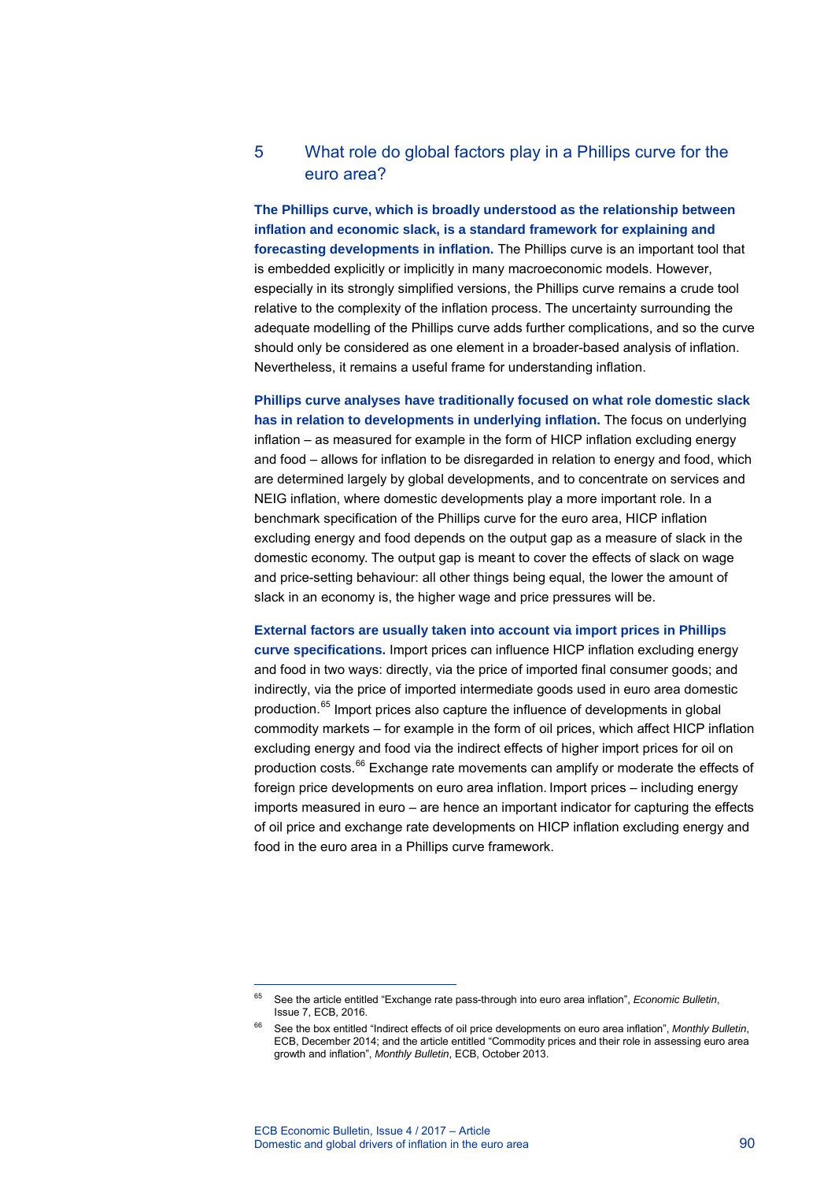## 5 What role do global factors play in a Phillips curve for the euro area?

**The Phillips curve, which is broadly understood as the relationship between inflation and economic slack, is a standard framework for explaining and forecasting developments in inflation.** The Phillips curve is an important tool that is embedded explicitly or implicitly in many macroeconomic models. However, especially in its strongly simplified versions, the Phillips curve remains a crude tool relative to the complexity of the inflation process. The uncertainty surrounding the adequate modelling of the Phillips curve adds further complications, and so the curve should only be considered as one element in a broader-based analysis of inflation. Nevertheless, it remains a useful frame for understanding inflation.

**Phillips curve analyses have traditionally focused on what role domestic slack has in relation to developments in underlying inflation.** The focus on underlying inflation – as measured for example in the form of HICP inflation excluding energy and food – allows for inflation to be disregarded in relation to energy and food, which are determined largely by global developments, and to concentrate on services and NEIG inflation, where domestic developments play a more important role. In a benchmark specification of the Phillips curve for the euro area, HICP inflation excluding energy and food depends on the output gap as a measure of slack in the domestic economy. The output gap is meant to cover the effects of slack on wage and price-setting behaviour: all other things being equal, the lower the amount of slack in an economy is, the higher wage and price pressures will be.

**External factors are usually taken into account via import prices in Phillips curve specifications.** Import prices can influence HICP inflation excluding energy and food in two ways: directly, via the price of imported final consumer goods; and indirectly, via the price of imported intermediate goods used in euro area domestic production.[65] Import prices also capture the influence of developments in global commodity markets – for example in the form of oil prices, which affect HICP inflation excluding energy and food via the indirect effects of higher import prices for oil on production costs.[66] Exchange rate movements can amplify or moderate the effects of foreign price developments on euro area inflation. Import prices – including energy imports measured in euro – are hence an important indicator for capturing the effects of oil price and exchange rate developments on HICP inflation excluding energy and food in the euro area in a Phillips curve framework.

---

[65] See the article entitled "Exchange rate pass-through into euro area inflation", *Economic Bulletin*, Issue 7, ECB, 2016.

[66] See the box entitled "Indirect effects of oil price developments on euro area inflation", *Monthly Bulletin*, ECB, December 2014; and the article entitled "Commodity prices and their role in assessing euro area growth and inflation", *Monthly Bulletin*, ECB, October 2013.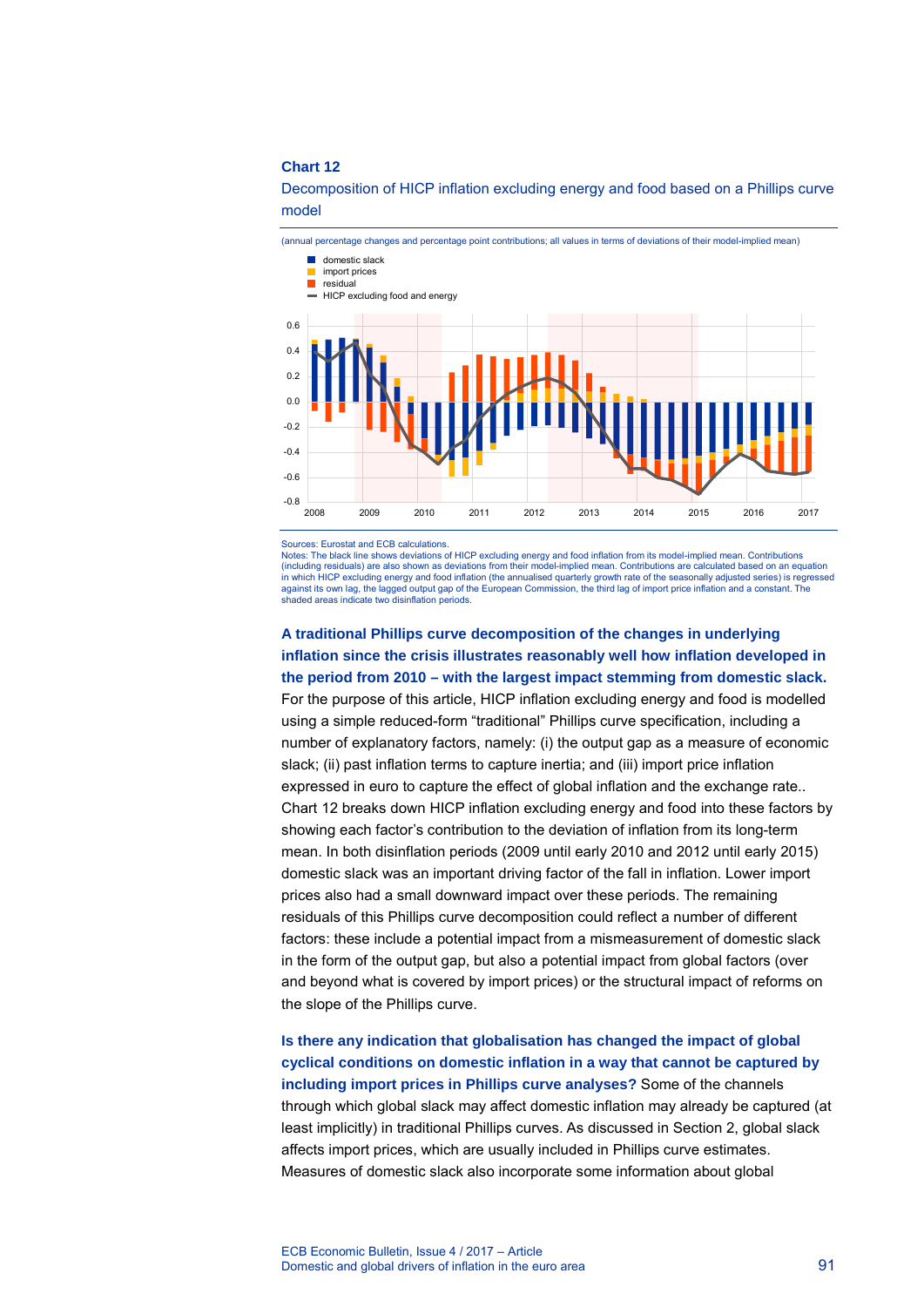**Chart 12**

Decomposition of HICP inflation excluding energy and food based on a Phillips curve model

(annual percentage changes and percentage point contributions; all values in terms of deviations of their model-implied mean)

Sources: Eurostat and ECB calculations.
Notes: The black line shows deviations of HICP excluding energy and food inflation from its model-implied mean. Contributions (including residuals) are also shown as deviations from their model-implied mean. Contributions are calculated based on an equation in which HICP excluding energy and food inflation (the annualised quarterly growth rate of the seasonally adjusted series) is regressed against its own lag, the lagged output gap of the European Commission, the third lag of import price inflation and a constant. The shaded areas indicate two disinflation periods.

**A traditional Phillips curve decomposition of the changes in underlying inflation since the crisis illustrates reasonably well how inflation developed in the period from 2010 – with the largest impact stemming from domestic slack.** For the purpose of this article, HICP inflation excluding energy and food is modelled using a simple reduced-form "traditional" Phillips curve specification, including a number of explanatory factors, namely: (i) the output gap as a measure of economic slack; (ii) past inflation terms to capture inertia; and (iii) import price inflation expressed in euro to capture the effect of global inflation and the exchange rate.. Chart 12 breaks down HICP inflation excluding energy and food into these factors by showing each factor's contribution to the deviation of inflation from its long-term mean. In both disinflation periods (2009 until early 2010 and 2012 until early 2015) domestic slack was an important driving factor of the fall in inflation. Lower import prices also had a small downward impact over these periods. The remaining residuals of this Phillips curve decomposition could reflect a number of different factors: these include a potential impact from a mismeasurement of domestic slack in the form of the output gap, but also a potential impact from global factors (over and beyond what is covered by import prices) or the structural impact of reforms on the slope of the Phillips curve.

**Is there any indication that globalisation has changed the impact of global cyclical conditions on domestic inflation in a way that cannot be captured by including import prices in Phillips curve analyses?** Some of the channels through which global slack may affect domestic inflation may already be captured (at least implicitly) in traditional Phillips curves. As discussed in Section 2, global slack affects import prices, which are usually included in Phillips curve estimates. Measures of domestic slack also incorporate some information about global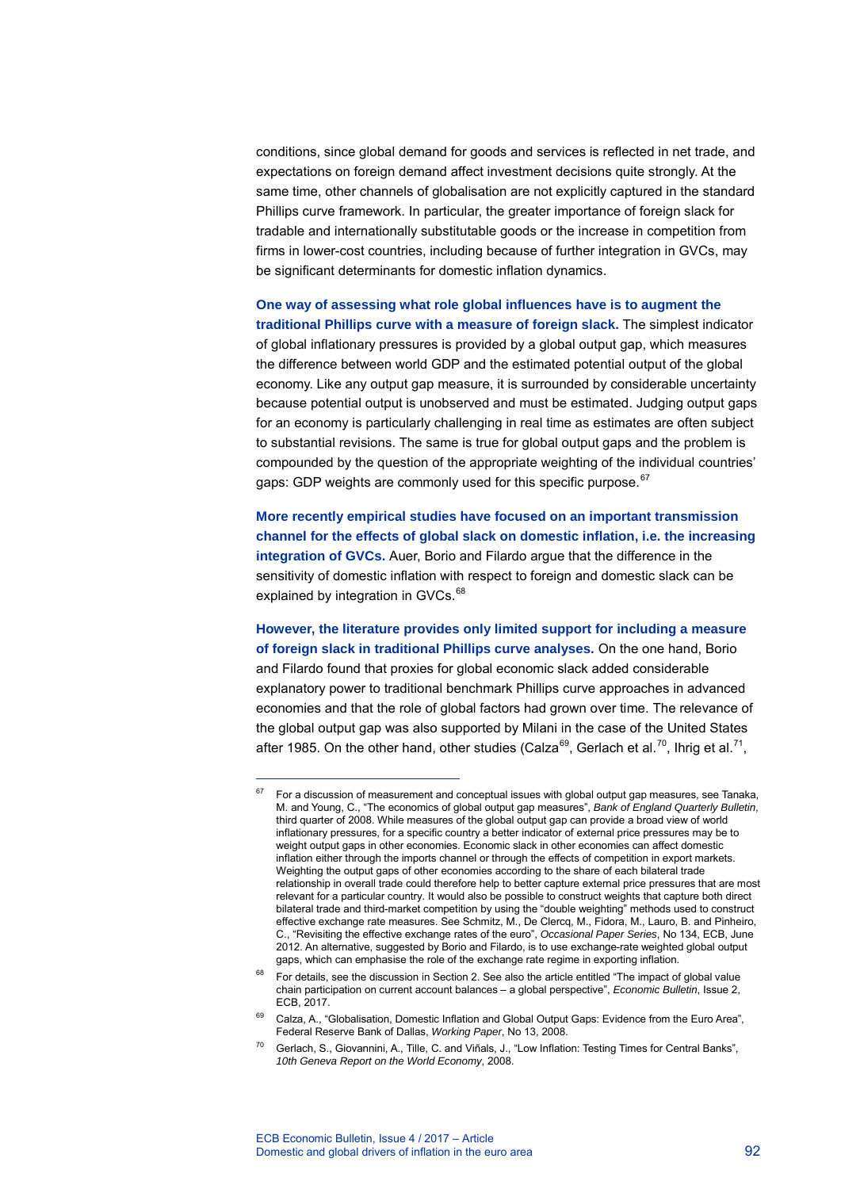conditions, since global demand for goods and services is reflected in net trade, and expectations on foreign demand affect investment decisions quite strongly. At the same time, other channels of globalisation are not explicitly captured in the standard Phillips curve framework. In particular, the greater importance of foreign slack for tradable and internationally substitutable goods or the increase in competition from firms in lower-cost countries, including because of further integration in GVCs, may be significant determinants for domestic inflation dynamics.

**One way of assessing what role global influences have is to augment the traditional Phillips curve with a measure of foreign slack.** The simplest indicator of global inflationary pressures is provided by a global output gap, which measures the difference between world GDP and the estimated potential output of the global economy. Like any output gap measure, it is surrounded by considerable uncertainty because potential output is unobserved and must be estimated. Judging output gaps for an economy is particularly challenging in real time as estimates are often subject to substantial revisions. The same is true for global output gaps and the problem is compounded by the question of the appropriate weighting of the individual countries' gaps: GDP weights are commonly used for this specific purpose.[67]

**More recently empirical studies have focused on an important transmission channel for the effects of global slack on domestic inflation, i.e. the increasing integration of GVCs.** Auer, Borio and Filardo argue that the difference in the sensitivity of domestic inflation with respect to foreign and domestic slack can be explained by integration in GVCs.[68]

**However, the literature provides only limited support for including a measure of foreign slack in traditional Phillips curve analyses.** On the one hand, Borio and Filardo found that proxies for global economic slack added considerable explanatory power to traditional benchmark Phillips curve approaches in advanced economies and that the role of global factors had grown over time. The relevance of the global output gap was also supported by Milani in the case of the United States after 1985. On the other hand, other studies (Calza[69], Gerlach et al.[70], Ihrig et al.[71],

---

[67] For a discussion of measurement and conceptual issues with global output gap measures, see Tanaka, M. and Young, C., "The economics of global output gap measures", *Bank of England Quarterly Bulletin*, third quarter of 2008. While measures of the global output gap can provide a broad view of world inflationary pressures, for a specific country a better indicator of external price pressures may be to weight output gaps in other economies. Economic slack in other economies can affect domestic inflation either through the imports channel or through the effects of competition in export markets. Weighting the output gaps of other economies according to the share of each bilateral trade relationship in overall trade could therefore help to better capture external price pressures that are most relevant for a particular country. It would also be possible to construct weights that capture both direct bilateral trade and third-market competition by using the "double weighting" methods used to construct effective exchange rate measures. See Schmitz, M., De Clercq, M., Fidora, M., Lauro, B. and Pinheiro, C., "Revisiting the effective exchange rates of the euro", *Occasional Paper Series*, No 134, ECB, June 2012. An alternative, suggested by Borio and Filardo, is to use exchange-rate weighted global output gaps, which can emphasise the role of the exchange rate regime in exporting inflation.

[68] For details, see the discussion in Section 2. See also the article entitled "The impact of global value chain participation on current account balances – a global perspective", *Economic Bulletin*, Issue 2, ECB, 2017.

[69] Calza, A., "Globalisation, Domestic Inflation and Global Output Gaps: Evidence from the Euro Area", Federal Reserve Bank of Dallas, *Working Paper*, No 13, 2008.

[70] Gerlach, S., Giovannini, A., Tille, C. and Viñals, J., "Low Inflation: Testing Times for Central Banks", *10th Geneva Report on the World Economy*, 2008.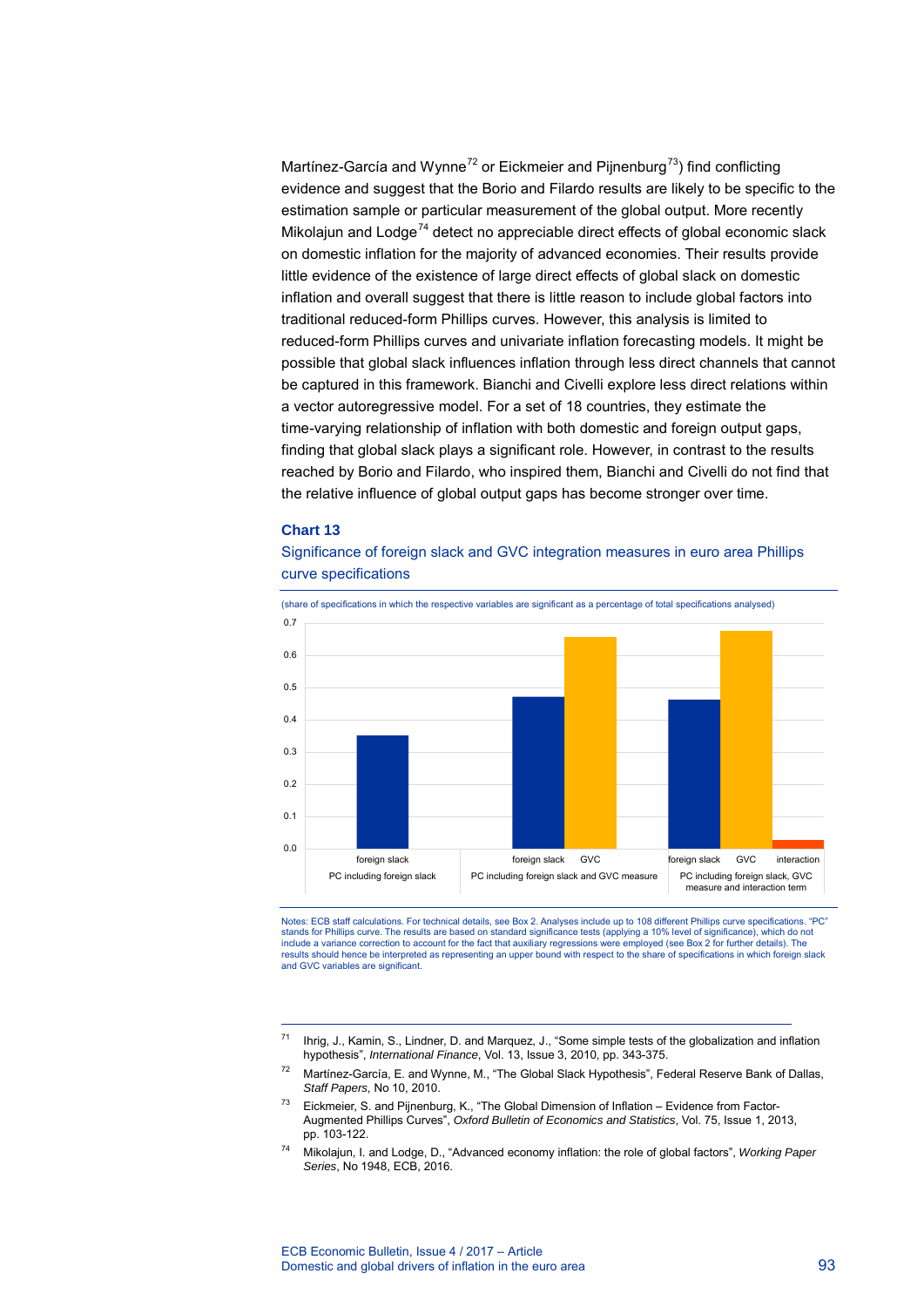Martínez-García and Wynne[72] or Eickmeier and Pijnenburg[73]) find conflicting evidence and suggest that the Borio and Filardo results are likely to be specific to the estimation sample or particular measurement of the global output. More recently Mikolajun and Lodge[74] detect no appreciable direct effects of global economic slack on domestic inflation for the majority of advanced economies. Their results provide little evidence of the existence of large direct effects of global slack on domestic inflation and overall suggest that there is little reason to include global factors into traditional reduced-form Phillips curves. However, this analysis is limited to reduced-form Phillips curves and univariate inflation forecasting models. It might be possible that global slack influences inflation through less direct channels that cannot be captured in this framework. Bianchi and Civelli explore less direct relations within a vector autoregressive model. For a set of 18 countries, they estimate the time-varying relationship of inflation with both domestic and foreign output gaps, finding that global slack plays a significant role. However, in contrast to the results reached by Borio and Filardo, who inspired them, Bianchi and Civelli do not find that the relative influence of global output gaps has become stronger over time.

**Chart 13**

Significance of foreign slack and GVC integration measures in euro area Phillips curve specifications

(share of specifications in which the respective variables are significant as a percentage of total specifications analysed)

| Specification | foreign slack | GVC | interaction |
|---|---|---|---|
| PC including foreign slack | 0.35 | | |
| PC including foreign slack and GVC measure | 0.47 | 0.66 | |
| PC including foreign slack, GVC measure and interaction term | 0.46 | 0.68 | 0.03 |

Notes: ECB staff calculations. For technical details, see Box 2. Analyses include up to 108 different Phillips curve specifications. "PC" stands for Phillips curve. The results are based on standard significance tests (applying a 10% level of significance), which do not include a variance correction to account for the fact that auxiliary regressions were employed (see Box 2 for further details). The results should hence be interpreted as representing an upper bound with respect to the share of specifications in which foreign slack and GVC variables are significant.

---

[71] Ihrig, J., Kamin, S., Lindner, D. and Marquez, J., "Some simple tests of the globalization and inflation hypothesis", *International Finance*, Vol. 13, Issue 3, 2010, pp. 343-375.

[72] Martínez-García, E. and Wynne, M., "The Global Slack Hypothesis", Federal Reserve Bank of Dallas, *Staff Papers*, No 10, 2010.

[73] Eickmeier, S. and Pijnenburg, K., "The Global Dimension of Inflation – Evidence from Factor-Augmented Phillips Curves", *Oxford Bulletin of Economics and Statistics*, Vol. 75, Issue 1, 2013, pp. 103-122.

[74] Mikolajun, I. and Lodge, D., "Advanced economy inflation: the role of global factors", *Working Paper Series*, No 1948, ECB, 2016.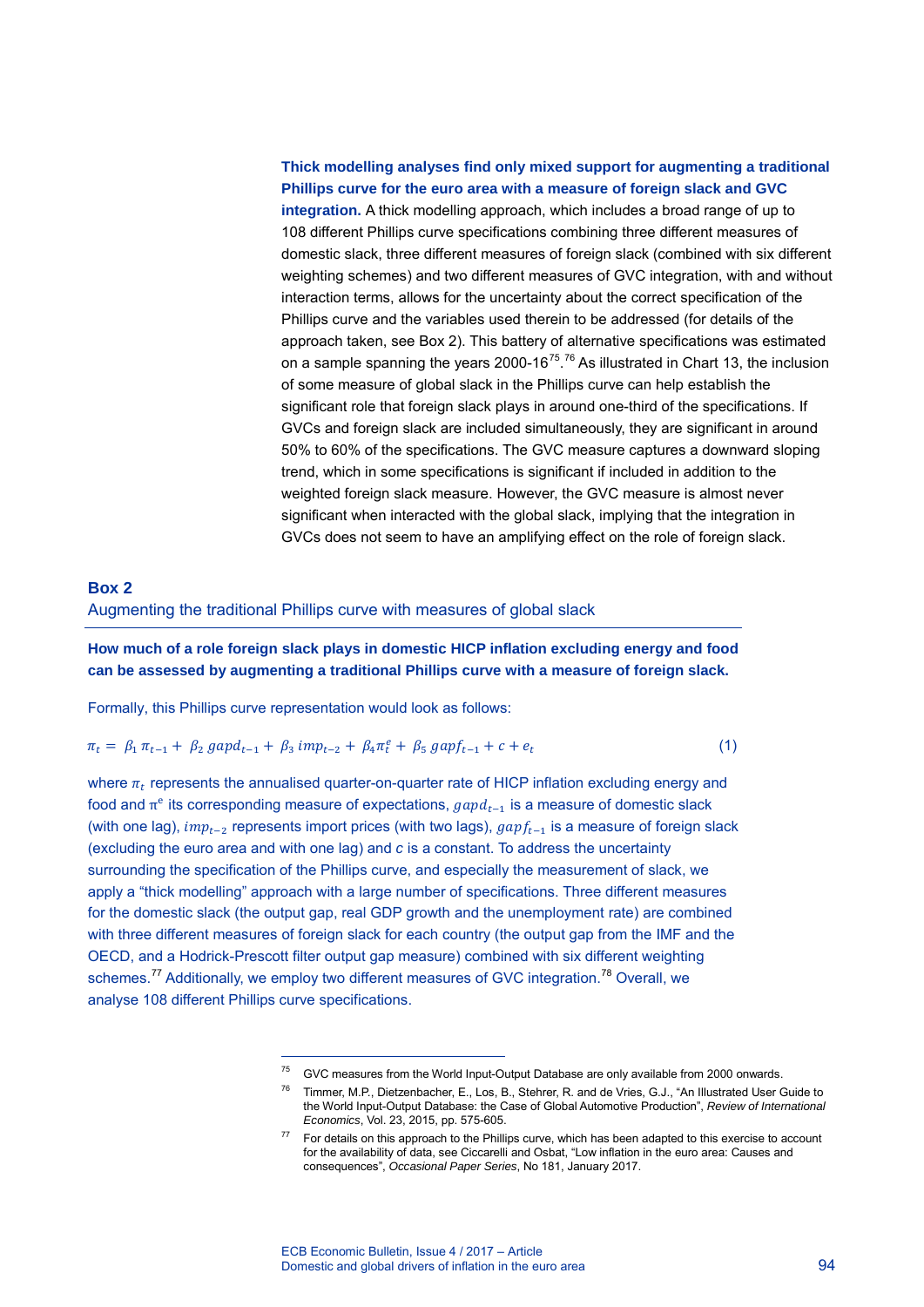**Thick modelling analyses find only mixed support for augmenting a traditional Phillips curve for the euro area with a measure of foreign slack and GVC integration.** A thick modelling approach, which includes a broad range of up to 108 different Phillips curve specifications combining three different measures of domestic slack, three different measures of foreign slack (combined with six different weighting schemes) and two different measures of GVC integration, with and without interaction terms, allows for the uncertainty about the correct specification of the Phillips curve and the variables used therein to be addressed (for details of the approach taken, see Box 2). This battery of alternative specifications was estimated on a sample spanning the years 2000-16[75].[76] As illustrated in Chart 13, the inclusion of some measure of global slack in the Phillips curve can help establish the significant role that foreign slack plays in around one-third of the specifications. If GVCs and foreign slack are included simultaneously, they are significant in around 50% to 60% of the specifications. The GVC measure captures a downward sloping trend, which in some specifications is significant if included in addition to the weighted foreign slack measure. However, the GVC measure is almost never significant when interacted with the global slack, implying that the integration in GVCs does not seem to have an amplifying effect on the role of foreign slack.

## Box 2

### Augmenting the traditional Phillips curve with measures of global slack

**How much of a role foreign slack plays in domestic HICP inflation excluding energy and food can be assessed by augmenting a traditional Phillips curve with a measure of foreign slack.**

Formally, this Phillips curve representation would look as follows:

$$\pi_t = \beta_1 \pi_{t-1} + \beta_2\, gapd_{t-1} + \beta_3\, imp_{t-2} + \beta_4 \pi_t^e + \beta_5\, gapf_{t-1} + c + e_t \qquad (1)$$

where $\pi_t$ represents the annualised quarter-on-quarter rate of HICP inflation excluding energy and food and $\pi^e$ its corresponding measure of expectations, $gapd_{t-1}$ is a measure of domestic slack (with one lag), $imp_{t-2}$ represents import prices (with two lags), $gapf_{t-1}$ is a measure of foreign slack (excluding the euro area and with one lag) and *c* is a constant. To address the uncertainty surrounding the specification of the Phillips curve, and especially the measurement of slack, we apply a "thick modelling" approach with a large number of specifications. Three different measures for the domestic slack (the output gap, real GDP growth and the unemployment rate) are combined with three different measures of foreign slack for each country (the output gap from the IMF and the OECD, and a Hodrick-Prescott filter output gap measure) combined with six different weighting schemes.[77] Additionally, we employ two different measures of GVC integration.[78] Overall, we analyse 108 different Phillips curve specifications.

---

[75] GVC measures from the World Input-Output Database are only available from 2000 onwards.

[76] Timmer, M.P., Dietzenbacher, E., Los, B., Stehrer, R. and de Vries, G.J., "An Illustrated User Guide to the World Input-Output Database: the Case of Global Automotive Production", *Review of International Economics*, Vol. 23, 2015, pp. 575-605.

[77] For details on this approach to the Phillips curve, which has been adapted to this exercise to account for the availability of data, see Ciccarelli and Osbat, "Low inflation in the euro area: Causes and consequences", *Occasional Paper Series*, No 181, January 2017.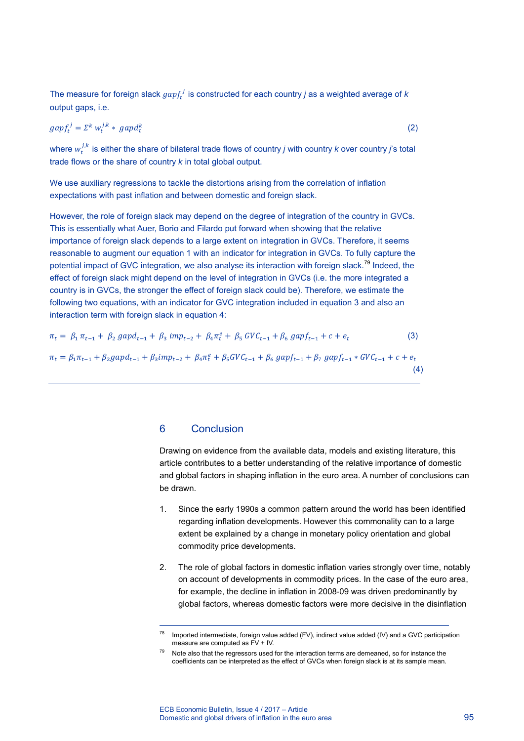The measure for foreign slack $gapf_t^j$ is constructed for each country *j* as a weighted average of *k* output gaps, i.e.

$$gapf_t^j = \Sigma^k \, w_t^{j,k} * gapd_t^k \tag{2}$$

where $w_t^{j,k}$ is either the share of bilateral trade flows of country *j* with country *k* over country *j*'s total trade flows or the share of country *k* in total global output.

We use auxiliary regressions to tackle the distortions arising from the correlation of inflation expectations with past inflation and between domestic and foreign slack.

However, the role of foreign slack may depend on the degree of integration of the country in GVCs. This is essentially what Auer, Borio and Filardo put forward when showing that the relative importance of foreign slack depends to a large extent on integration in GVCs. Therefore, it seems reasonable to augment our equation 1 with an indicator for integration in GVCs. To fully capture the potential impact of GVC integration, we also analyse its interaction with foreign slack.[79] Indeed, the effect of foreign slack might depend on the level of integration in GVCs (i.e. the more integrated a country is in GVCs, the stronger the effect of foreign slack could be). Therefore, we estimate the following two equations, with an indicator for GVC integration included in equation 3 and also an interaction term with foreign slack in equation 4:

$$\pi_t = \beta_1 \pi_{t-1} + \beta_2 \, gapd_{t-1} + \beta_3 \, imp_{t-2} + \beta_4 \pi_t^e + \beta_5 \, GVC_{t-1} + \beta_6 \, gapf_{t-1} + c + e_t \tag{3}$$

$$\pi_t = \beta_1 \pi_{t-1} + \beta_2 gapd_{t-1} + \beta_3 imp_{t-2} + \beta_4 \pi_t^e + \beta_5 GVC_{t-1} + \beta_6 \, gapf_{t-1} + \beta_7 \, gapf_{t-1} * GVC_{t-1} + c + e_t \tag{4}$$

## 6 Conclusion

Drawing on evidence from the available data, models and existing literature, this article contributes to a better understanding of the relative importance of domestic and global factors in shaping inflation in the euro area. A number of conclusions can be drawn.

1. Since the early 1990s a common pattern around the world has been identified regarding inflation developments. However this commonality can to a large extent be explained by a change in monetary policy orientation and global commodity price developments.

2. The role of global factors in domestic inflation varies strongly over time, notably on account of developments in commodity prices. In the case of the euro area, for example, the decline in inflation in 2008-09 was driven predominantly by global factors, whereas domestic factors were more decisive in the disinflation

---

[78] Imported intermediate, foreign value added (FV), indirect value added (IV) and a GVC participation measure are computed as FV + IV.

[79] Note also that the regressors used for the interaction terms are demeaned, so for instance the coefficients can be interpreted as the effect of GVCs when foreign slack is at its sample mean.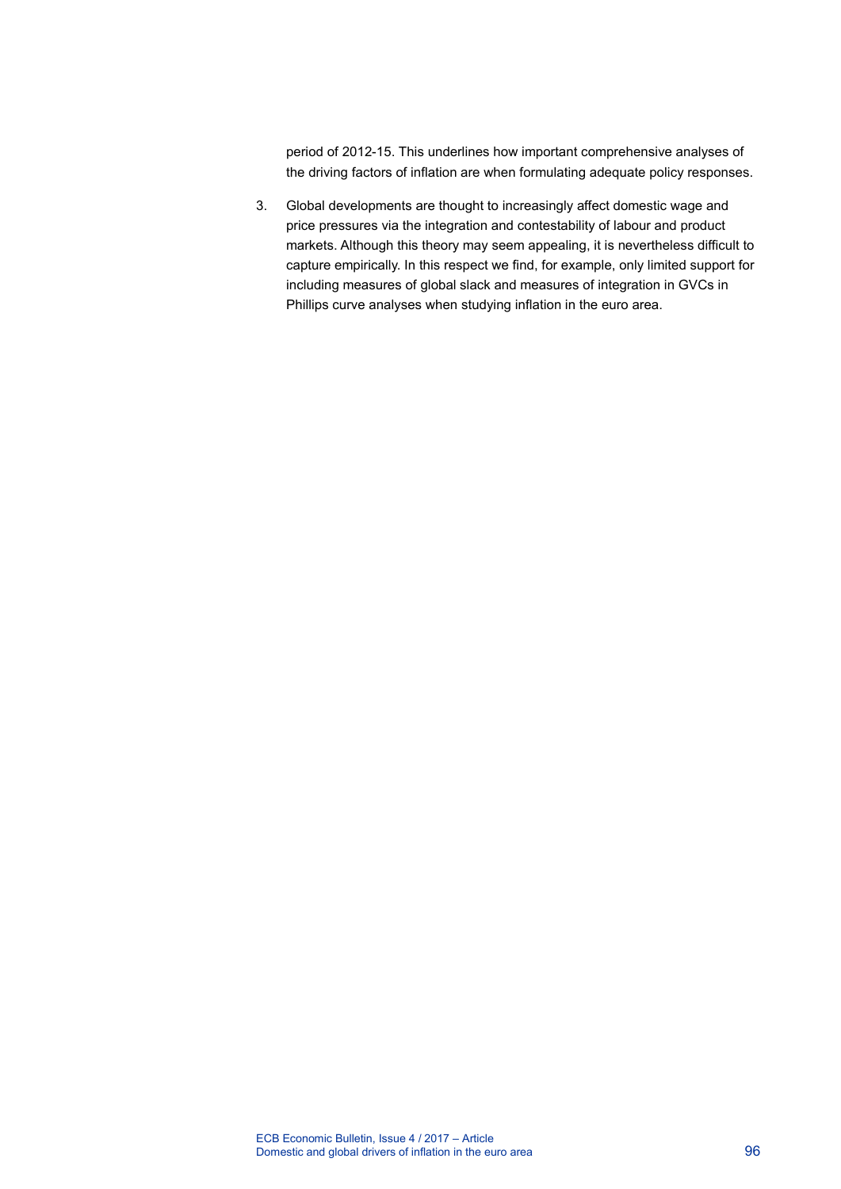period of 2012-15. This underlines how important comprehensive analyses of the driving factors of inflation are when formulating adequate policy responses.

3. Global developments are thought to increasingly affect domestic wage and price pressures via the integration and contestability of labour and product markets. Although this theory may seem appealing, it is nevertheless difficult to capture empirically. In this respect we find, for example, only limited support for including measures of global slack and measures of integration in GVCs in Phillips curve analyses when studying inflation in the euro area.